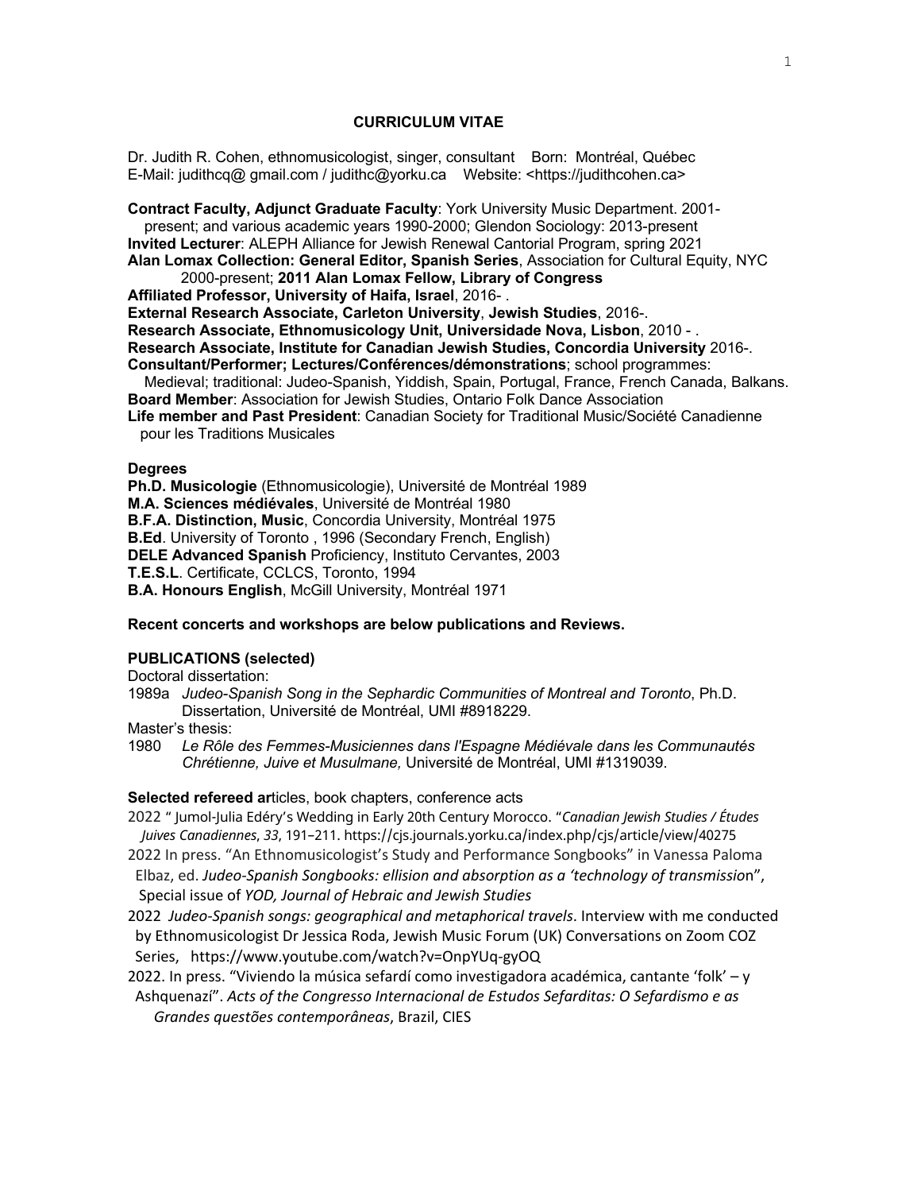# CURRICULUM VITAE

Dr. Judith R. Cohen, ethnomusicologist, singer, consultant Born: Montréal, Québec
E-Mail: judithcq@ gmail.com / judithc@yorku.ca Website: <https://judithcohen.ca>

**Contract Faculty, Adjunct Graduate Faculty**: York University Music Department. 2001-present; and various academic years 1990-2000; Glendon Sociology: 2013-present
**Invited Lecturer**: ALEPH Alliance for Jewish Renewal Cantorial Program, spring 2021
**Alan Lomax Collection: General Editor, Spanish Series**, Association for Cultural Equity, NYC 2000-present; **2011 Alan Lomax Fellow, Library of Congress**
**Affiliated Professor, University of Haifa, Israel**, 2016- .
**External Research Associate, Carleton University**, **Jewish Studies**, 2016-.
**Research Associate, Ethnomusicology Unit, Universidade Nova, Lisbon**, 2010 - .
**Research Associate, Institute for Canadian Jewish Studies, Concordia University** 2016-.
**Consultant/Performer; Lectures/Conférences/démonstrations**; school programmes: Medieval; traditional: Judeo-Spanish, Yiddish, Spain, Portugal, France, French Canada, Balkans.
**Board Member**: Association for Jewish Studies, Ontario Folk Dance Association
**Life member and Past President**: Canadian Society for Traditional Music/Société Canadienne pour les Traditions Musicales

## Degrees

**Ph.D. Musicologie** (Ethnomusicologie), Université de Montréal 1989
**M.A. Sciences médiévales**, Université de Montréal 1980
**B.F.A. Distinction, Music**, Concordia University, Montréal 1975
**B.Ed**. University of Toronto , 1996 (Secondary French, English)
**DELE Advanced Spanish** Proficiency, Instituto Cervantes, 2003
**T.E.S.L**. Certificate, CCLCS, Toronto, 1994
**B.A. Honours English**, McGill University, Montréal 1971

**Recent concerts and workshops are below publications and Reviews.**

## PUBLICATIONS (selected)

Doctoral dissertation:

1989a *Judeo-Spanish Song in the Sephardic Communities of Montreal and Toronto*, Ph.D. Dissertation, Université de Montréal, UMI #8918229.

Master's thesis:

1980 *Le Rôle des Femmes-Musiciennes dans l'Espagne Médiévale dans les Communautés Chrétienne, Juive et Musulmane,* Université de Montréal, UMI #1319039.

**Selected refereed ar**ticles, book chapters, conference acts

2022 " Jumol-Julia Edéry's Wedding in Early 20th Century Morocco. "*Canadian Jewish Studies / Études Juives Canadiennes*, *33*, 191–211. https://cjs.journals.yorku.ca/index.php/cjs/article/view/40275

2022 In press. "An Ethnomusicologist's Study and Performance Songbooks" in Vanessa Paloma Elbaz, ed. *Judeo-Spanish Songbooks: ellision and absorption as a 'technology of transmission*", Special issue of *YOD, Journal of Hebraic and Jewish Studies*

2022 *Judeo-Spanish songs: geographical and metaphorical travels*. Interview with me conducted by Ethnomusicologist Dr Jessica Roda, Jewish Music Forum (UK) Conversations on Zoom COZ Series, https://www.youtube.com/watch?v=OnpYUq-gyOQ

2022. In press. "Viviendo la música sefardí como investigadora académica, cantante 'folk' – y Ashquenazí". *Acts of the Congresso Internacional de Estudos Sefarditas: O Sefardismo e as Grandes questões contemporâneas*, Brazil, CIES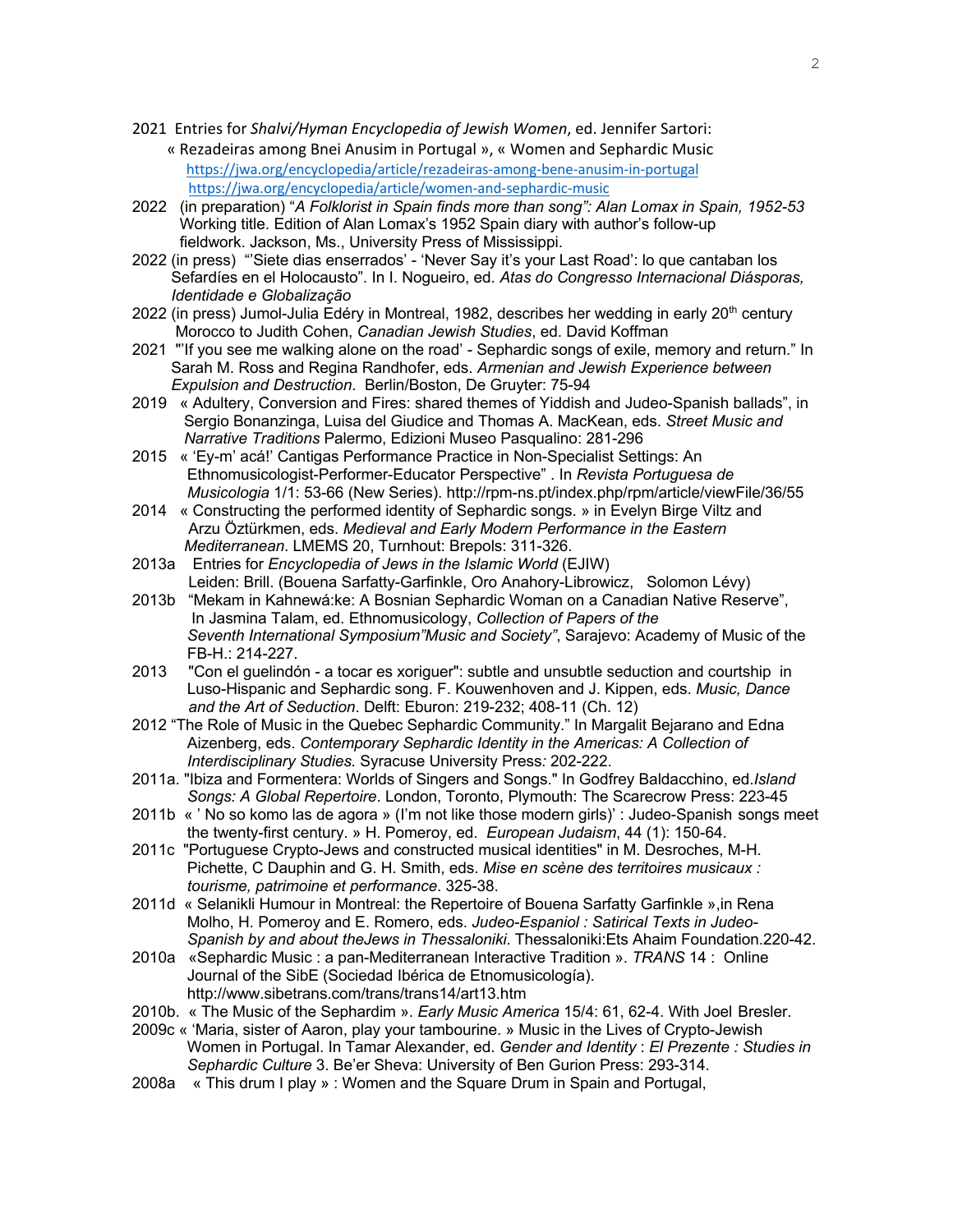2021 Entries for *Shalvi/Hyman Encyclopedia of Jewish Women*, ed. Jennifer Sartori: « Rezadeiras among Bnei Anusim in Portugal », « Women and Sephardic Music
https://jwa.org/encyclopedia/article/rezadeiras-among-bene-anusim-in-portugal
https://jwa.org/encyclopedia/article/women-and-sephardic-music

2022 (in preparation) "*A Folklorist in Spain finds more than song": Alan Lomax in Spain, 1952-53* Working title. Edition of Alan Lomax's 1952 Spain diary with author's follow-up fieldwork. Jackson, Ms., University Press of Mississippi.

2022 (in press) "'Siete dias enserrados' - 'Never Say it's your Last Road': lo que cantaban los Sefardíes en el Holocausto". In I. Nogueiro, ed. *Atas do Congresso Internacional Diásporas, Identidade e Globalização*

2022 (in press) Jumol-Julia Edéry in Montreal, 1982, describes her wedding in early 20th century Morocco to Judith Cohen, *Canadian Jewish Studies*, ed. David Koffman

2021 "'If you see me walking alone on the road' - Sephardic songs of exile, memory and return." In Sarah M. Ross and Regina Randhofer, eds. *Armenian and Jewish Experience between Expulsion and Destruction*. Berlin/Boston, De Gruyter: 75-94

2019 « Adultery, Conversion and Fires: shared themes of Yiddish and Judeo-Spanish ballads", in Sergio Bonanzinga, Luisa del Giudice and Thomas A. MacKean, eds. *Street Music and Narrative Traditions* Palermo, Edizioni Museo Pasqualino: 281-296

2015 « 'Ey-m' acá!' Cantigas Performance Practice in Non-Specialist Settings: An Ethnomusicologist-Performer-Educator Perspective" . In *Revista Portuguesa de Musicologia* 1/1: 53-66 (New Series). http://rpm-ns.pt/index.php/rpm/article/viewFile/36/55

2014 « Constructing the performed identity of Sephardic songs. » in Evelyn Birge Viltz and Arzu Öztürkmen, eds. *Medieval and Early Modern Performance in the Eastern Mediterranean*. LMEMS 20, Turnhout: Brepols: 311-326.

2013a Entries for *Encyclopedia of Jews in the Islamic World* (EJIW) Leiden: Brill. (Bouena Sarfatty-Garfinkle, Oro Anahory-Librowicz, Solomon Lévy)

2013b "Mekam in Kahnewá:ke: A Bosnian Sephardic Woman on a Canadian Native Reserve", In Jasmina Talam, ed. Ethnomusicology, *Collection of Papers of the Seventh International Symposium"Music and Society"*, Sarajevo: Academy of Music of the FB-H.: 214-227.

2013 "Con el guelindón - a tocar es xoriguer": subtle and unsubtle seduction and courtship in Luso-Hispanic and Sephardic song. F. Kouwenhoven and J. Kippen, eds. *Music, Dance and the Art of Seduction*. Delft: Eburon: 219-232; 408-11 (Ch. 12)

2012 "The Role of Music in the Quebec Sephardic Community." In Margalit Bejarano and Edna Aizenberg, eds. *Contemporary Sephardic Identity in the Americas: A Collection of Interdisciplinary Studies.* Syracuse University Press*:* 202-222.

2011a. "Ibiza and Formentera: Worlds of Singers and Songs." In Godfrey Baldacchino, ed.*Island Songs: A Global Repertoire*. London, Toronto, Plymouth: The Scarecrow Press: 223-45

2011b « ' No so komo las de agora » (I'm not like those modern girls)' : Judeo-Spanish songs meet the twenty-first century. » H. Pomeroy, ed. *European Judaism*, 44 (1): 150-64.

2011c "Portuguese Crypto-Jews and constructed musical identities" in M. Desroches, M-H. Pichette, C Dauphin and G. H. Smith, eds. *Mise en scène des territoires musicaux : tourisme, patrimoine et performance*. 325-38.

2011d « Selanikli Humour in Montreal: the Repertoire of Bouena Sarfatty Garfinkle »,in Rena Molho, H. Pomeroy and E. Romero, eds. *Judeo-Espaniol : Satirical Texts in Judeo-Spanish by and about theJews in Thessaloniki*. Thessaloniki:Ets Ahaim Foundation.220-42.

2010a «Sephardic Music : a pan-Mediterranean Interactive Tradition ». *TRANS* 14 : Online Journal of the SibE (Sociedad Ibérica de Etnomusicología). http://www.sibetrans.com/trans/trans14/art13.htm

2010b. « The Music of the Sephardim ». *Early Music America* 15/4: 61, 62-4. With Joel Bresler.

2009c « 'Maria, sister of Aaron, play your tambourine. » Music in the Lives of Crypto-Jewish Women in Portugal. In Tamar Alexander, ed. *Gender and Identity* : *El Prezente : Studies in Sephardic Culture* 3. Be'er Sheva: University of Ben Gurion Press: 293-314.

2008a « This drum I play » : Women and the Square Drum in Spain and Portugal,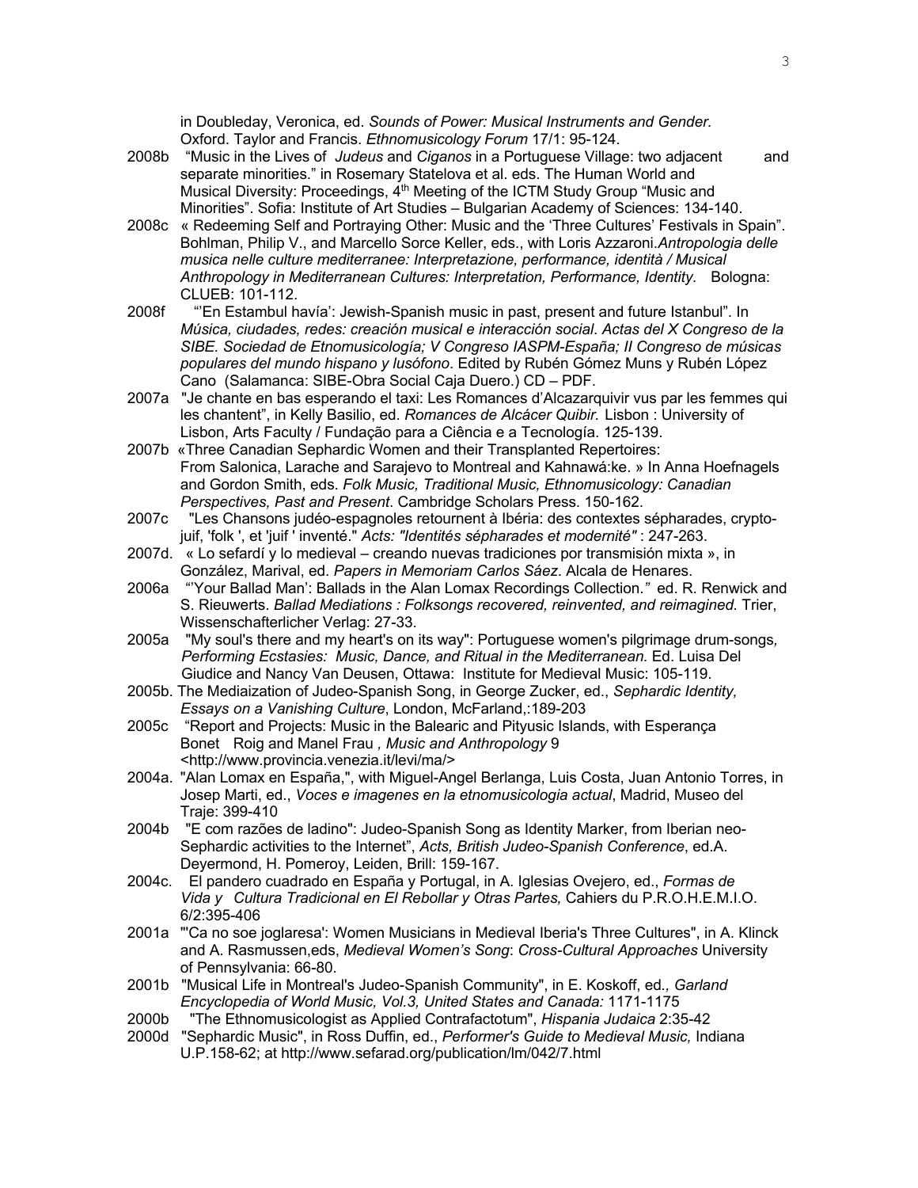in Doubleday, Veronica, ed. *Sounds of Power: Musical Instruments and Gender.* Oxford. Taylor and Francis. *Ethnomusicology Forum* 17/1: 95-124.

2008b "Music in the Lives of *Judeus* and *Ciganos* in a Portuguese Village: two adjacent and separate minorities." in Rosemary Statelova et al. eds. The Human World and Musical Diversity: Proceedings, 4th Meeting of the ICTM Study Group "Music and Minorities". Sofia: Institute of Art Studies – Bulgarian Academy of Sciences: 134-140.

2008c « Redeeming Self and Portraying Other: Music and the 'Three Cultures' Festivals in Spain". Bohlman, Philip V., and Marcello Sorce Keller, eds., with Loris Azzaroni.*Antropologia delle musica nelle culture mediterranee: Interpretazione, performance, identità / Musical Anthropology in Mediterranean Cultures: Interpretation, Performance, Identity*. Bologna: CLUEB: 101-112.

2008f "'En Estambul havía': Jewish-Spanish music in past, present and future Istanbul". In *Música, ciudades, redes: creación musical e interacción social*. *Actas del X Congreso de la SIBE. Sociedad de Etnomusicología; V Congreso IASPM-España; II Congreso de músicas populares del mundo hispano y lusófono*. Edited by Rubén Gómez Muns y Rubén López Cano (Salamanca: SIBE-Obra Social Caja Duero.) CD – PDF.

2007a "Je chante en bas esperando el taxi: Les Romances d'Alcazarquivir vus par les femmes qui les chantent", in Kelly Basilio, ed. *Romances de Alcácer Quibir.* Lisbon : University of Lisbon, Arts Faculty / Fundação para a Ciência e a Tecnología. 125-139.

2007b «Three Canadian Sephardic Women and their Transplanted Repertoires: From Salonica, Larache and Sarajevo to Montreal and Kahnawá:ke. » In Anna Hoefnagels and Gordon Smith, eds. *Folk Music, Traditional Music, Ethnomusicology: Canadian Perspectives, Past and Present*. Cambridge Scholars Press. 150-162.

2007c "Les Chansons judéo-espagnoles retournent à Ibéria: des contextes sépharades, crypto-juif, 'folk ', et 'juif ' inventé." *Acts: "Identités sépharades et modernité"* : 247-263.

2007d. « Lo sefardí y lo medieval – creando nuevas tradiciones por transmisión mixta », in González, Marival, ed. *Papers in Memoriam Carlos Sáez*. Alcala de Henares.

2006a "'Your Ballad Man': Ballads in the Alan Lomax Recordings Collection.*"* ed. R. Renwick and S. Rieuwerts. *Ballad Mediations : Folksongs recovered, reinvented, and reimagined*. Trier, Wissenschafterlicher Verlag: 27-33.

2005a "My soul's there and my heart's on its way": Portuguese women's pilgrimage drum-songs*, Performing Ecstasies: Music, Dance, and Ritual in the Mediterranean.* Ed. Luisa Del Giudice and Nancy Van Deusen, Ottawa: Institute for Medieval Music: 105-119.

2005b. The Mediaization of Judeo-Spanish Song, in George Zucker, ed., *Sephardic Identity, Essays on a Vanishing Culture*, London, McFarland,:189-203

2005c "Report and Projects: Music in the Balearic and Pityusic Islands, with Esperança Bonet Roig and Manel Frau *, Music and Anthropology* 9 <http://www.provincia.venezia.it/levi/ma/>

2004a. "Alan Lomax en España,", with Miguel-Angel Berlanga, Luis Costa, Juan Antonio Torres, in Josep Marti, ed., *Voces e imagenes en la etnomusicologia actual*, Madrid, Museo del Traje: 399-410

2004b "E com razões de ladino": Judeo-Spanish Song as Identity Marker, from Iberian neo-Sephardic activities to the Internet", *Acts, British Judeo-Spanish Conference*, ed.A. Deyermond, H. Pomeroy, Leiden, Brill: 159-167.

2004c. El pandero cuadrado en España y Portugal, in A. Iglesias Ovejero, ed., *Formas de Vida y Cultura Tradicional en El Rebollar y Otras Partes,* Cahiers du P.R.O.H.E.M.I.O. 6/2:395-406

2001a "'Ca no soe joglaresa': Women Musicians in Medieval Iberia's Three Cultures", in A. Klinck and A. Rasmussen,eds, *Medieval Women's Song*: *Cross-Cultural Approaches* University of Pennsylvania: 66-80.

2001b "Musical Life in Montreal's Judeo-Spanish Community", in E. Koskoff, ed.*, Garland Encyclopedia of World Music, Vol.3, United States and Canada:* 1171-1175

2000b "The Ethnomusicologist as Applied Contrafactotum", *Hispania Judaica* 2:35-42

2000d "Sephardic Music", in Ross Duffin, ed., *Performer's Guide to Medieval Music,* Indiana U.P.158-62; at http://www.sefarad.org/publication/lm/042/7.html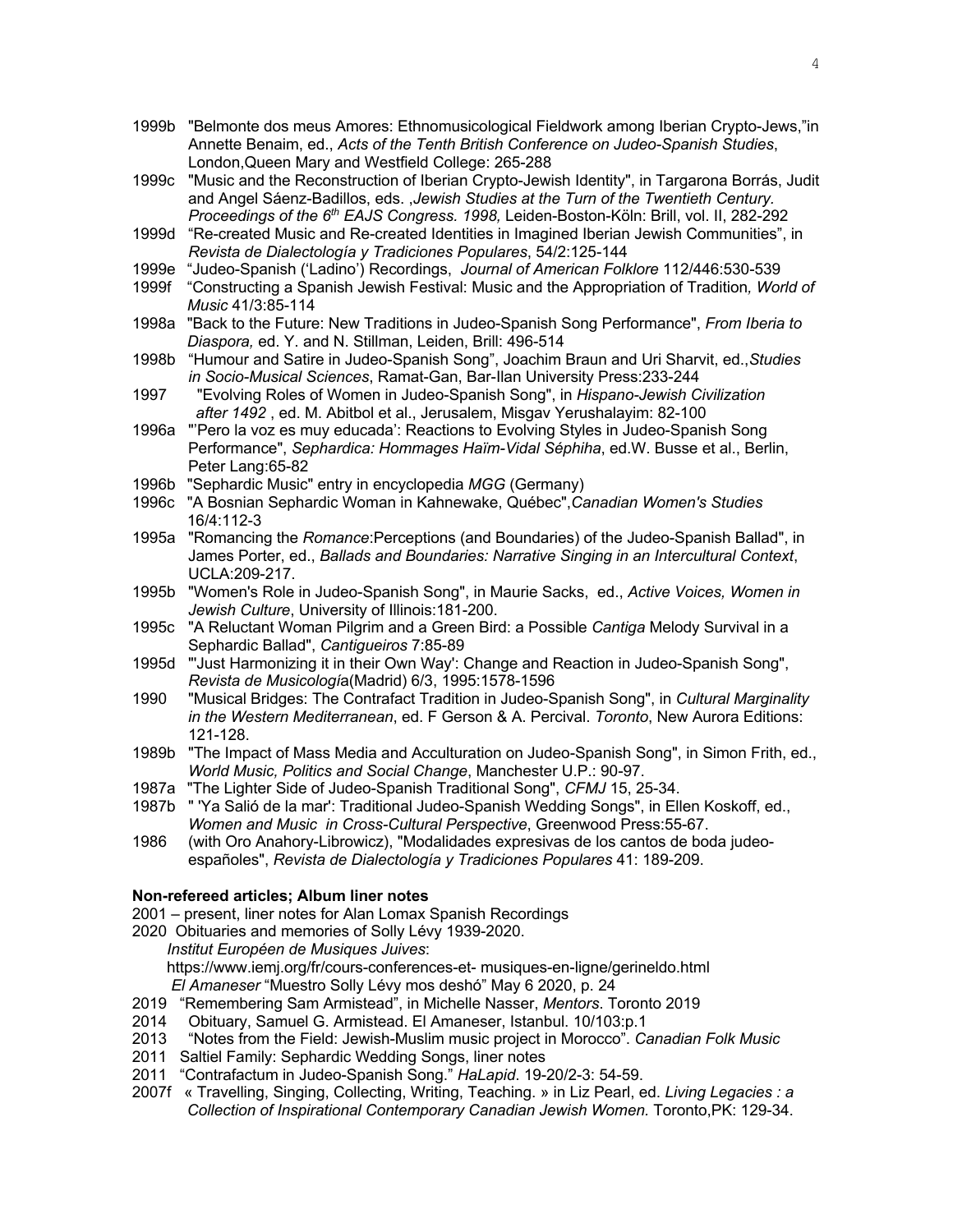1999b "Belmonte dos meus Amores: Ethnomusicological Fieldwork among Iberian Crypto-Jews,"in Annette Benaim, ed., *Acts of the Tenth British Conference on Judeo-Spanish Studies*, London,Queen Mary and Westfield College: 265-288

1999c "Music and the Reconstruction of Iberian Crypto-Jewish Identity", in Targarona Borrás, Judit and Angel Sáenz-Badillos, eds. ,*Jewish Studies at the Turn of the Twentieth Century. Proceedings of the 6th EAJS Congress. 1998,* Leiden-Boston-Köln: Brill, vol. II, 282-292

1999d "Re-created Music and Re-created Identities in Imagined Iberian Jewish Communities", in *Revista de Dialectología y Tradiciones Populares*, 54/2:125-144

1999e "Judeo-Spanish ('Ladino') Recordings, *Journal of American Folklore* 112/446:530-539

1999f "Constructing a Spanish Jewish Festival: Music and the Appropriation of Tradition*, World of Music* 41/3:85-114

1998a "Back to the Future: New Traditions in Judeo-Spanish Song Performance", *From Iberia to Diaspora,* ed. Y. and N. Stillman, Leiden, Brill: 496-514

1998b "Humour and Satire in Judeo-Spanish Song", Joachim Braun and Uri Sharvit, ed.,*Studies in Socio-Musical Sciences*, Ramat-Gan, Bar-Ilan University Press:233-244

1997 "Evolving Roles of Women in Judeo-Spanish Song", in *Hispano-Jewish Civilization after 1492* , ed. M. Abitbol et al., Jerusalem, Misgav Yerushalayim: 82-100

1996a "'Pero la voz es muy educada': Reactions to Evolving Styles in Judeo-Spanish Song Performance", *Sephardica: Hommages Haïm-Vidal Séphiha*, ed.W. Busse et al., Berlin, Peter Lang:65-82

1996b "Sephardic Music" entry in encyclopedia *MGG* (Germany)

1996c "A Bosnian Sephardic Woman in Kahnewake, Québec",*Canadian Women's Studies* 16/4:112-3

1995a "Romancing the *Romance*:Perceptions (and Boundaries) of the Judeo-Spanish Ballad", in James Porter, ed., *Ballads and Boundaries: Narrative Singing in an Intercultural Context*, UCLA:209-217.

1995b "Women's Role in Judeo-Spanish Song", in Maurie Sacks, ed., *Active Voices, Women in Jewish Culture*, University of Illinois:181-200.

1995c "A Reluctant Woman Pilgrim and a Green Bird: a Possible *Cantiga* Melody Survival in a Sephardic Ballad", *Cantigueiros* 7:85-89

1995d "'Just Harmonizing it in their Own Way': Change and Reaction in Judeo-Spanish Song", *Revista de Musicología*(Madrid) 6/3, 1995:1578-1596

1990 "Musical Bridges: The Contrafact Tradition in Judeo-Spanish Song", in *Cultural Marginality in the Western Mediterranean*, ed. F Gerson & A. Percival. *Toronto*, New Aurora Editions: 121-128.

1989b "The Impact of Mass Media and Acculturation on Judeo-Spanish Song", in Simon Frith, ed., *World Music, Politics and Social Change*, Manchester U.P.: 90-97.

1987a "The Lighter Side of Judeo-Spanish Traditional Song", *CFMJ* 15, 25-34.

1987b " 'Ya Salió de la mar': Traditional Judeo-Spanish Wedding Songs", in Ellen Koskoff, ed., *Women and Music in Cross-Cultural Perspective*, Greenwood Press:55-67.

1986 (with Oro Anahory-Librowicz), "Modalidades expresivas de los cantos de boda judeo-españoles", *Revista de Dialectología y Tradiciones Populares* 41: 189-209.

**Non-refereed articles; Album liner notes**

2001 – present, liner notes for Alan Lomax Spanish Recordings

2020 Obituaries and memories of Solly Lévy 1939-2020.
*Institut Européen de Musiques Juives*:
https://www.iemj.org/fr/cours-conferences-et- musiques-en-ligne/gerineldo.html
*El Amaneser* "Muestro Solly Lévy mos deshó" May 6 2020, p. 24

2019 "Remembering Sam Armistead", in Michelle Nasser, *Mentors*. Toronto 2019

2014 Obituary, Samuel G. Armistead. El Amaneser, Istanbul. 10/103:p.1

2013 "Notes from the Field: Jewish-Muslim music project in Morocco". *Canadian Folk Music*

2011 Saltiel Family: Sephardic Wedding Songs, liner notes

2011 "Contrafactum in Judeo-Spanish Song." *HaLapid*. 19-20/2-3: 54-59.

2007f « Travelling, Singing, Collecting, Writing, Teaching. » in Liz Pearl, ed. *Living Legacies : a Collection of Inspirational Contemporary Canadian Jewish Women.* Toronto,PK: 129-34.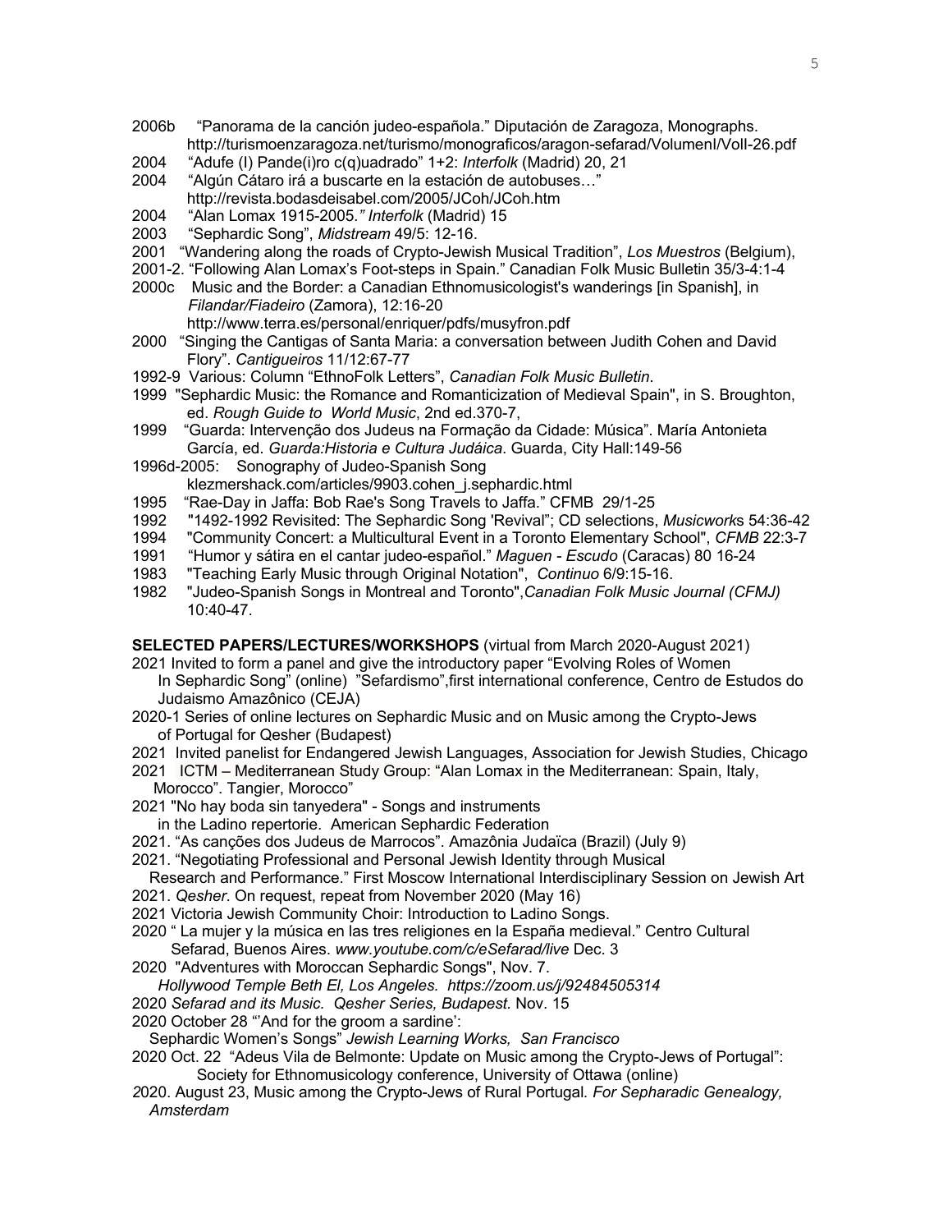2006b "Panorama de la canción judeo-española." Diputación de Zaragoza, Monographs. http://turismoenzaragoza.net/turismo/monograficos/aragon-sefarad/VolumenI/VolI-26.pdf

2004 "Adufe (I) Pande(i)ro c(q)uadrado" 1+2: *Interfolk* (Madrid) 20, 21

2004 "Algún Cátaro irá a buscarte en la estación de autobuses…" http://revista.bodasdeisabel.com/2005/JCoh/JCoh.htm

2004 "Alan Lomax 1915-2005*." Interfolk* (Madrid) 15

2003 "Sephardic Song", *Midstream* 49/5: 12-16.

2001 "Wandering along the roads of Crypto-Jewish Musical Tradition", *Los Muestros* (Belgium),

2001-2. "Following Alan Lomax's Foot-steps in Spain." Canadian Folk Music Bulletin 35/3-4:1-4

2000c Music and the Border: a Canadian Ethnomusicologist's wanderings [in Spanish], in *Filandar/Fiadeiro* (Zamora), 12:16-20 http://www.terra.es/personal/enriquer/pdfs/musyfron.pdf

2000 "Singing the Cantigas of Santa Maria: a conversation between Judith Cohen and David Flory". *Cantigueiros* 11/12:67-77

1992-9 Various: Column "EthnoFolk Letters", *Canadian Folk Music Bulletin*.

1999 "Sephardic Music: the Romance and Romanticization of Medieval Spain", in S. Broughton, ed. *Rough Guide to World Music*, 2nd ed.370-7,

1999 "Guarda: Intervenção dos Judeus na Formação da Cidade: Música". María Antonieta García, ed. *Guarda:Historia e Cultura Judáica*. Guarda, City Hall:149-56

1996d-2005: Sonography of Judeo-Spanish Song klezmershack.com/articles/9903.cohen_j.sephardic.html

1995 "Rae-Day in Jaffa: Bob Rae's Song Travels to Jaffa." CFMB 29/1-25

1992 "1492-1992 Revisited: The Sephardic Song 'Revival"; CD selections, *Musicworks* 54:36-42

1994 "Community Concert: a Multicultural Event in a Toronto Elementary School", *CFMB* 22:3-7

1991 "Humor y sátira en el cantar judeo-español." *Maguen - Escudo* (Caracas) 80 16-24

1983 "Teaching Early Music through Original Notation", *Continuo* 6/9:15-16.

1982 "Judeo-Spanish Songs in Montreal and Toronto",*Canadian Folk Music Journal (CFMJ)* 10:40-47.

**SELECTED PAPERS/LECTURES/WORKSHOPS** (virtual from March 2020-August 2021)

2021 Invited to form a panel and give the introductory paper "Evolving Roles of Women In Sephardic Song" (online) "Sefardismo",first international conference, Centro de Estudos do Judaismo Amazônico (CEJA)

2020-1 Series of online lectures on Sephardic Music and on Music among the Crypto-Jews of Portugal for Qesher (Budapest)

2021 Invited panelist for Endangered Jewish Languages, Association for Jewish Studies, Chicago

2021 ICTM – Mediterranean Study Group: "Alan Lomax in the Mediterranean: Spain, Italy, Morocco". Tangier, Morocco"

2021 "No hay boda sin tanyedera" - Songs and instruments in the Ladino repertorie. American Sephardic Federation

2021. "As canções dos Judeus de Marrocos". Amazônia Judaïca (Brazil) (July 9)

2021. "Negotiating Professional and Personal Jewish Identity through Musical Research and Performance." First Moscow International Interdisciplinary Session on Jewish Art

2021. *Qesher*. On request, repeat from November 2020 (May 16)

2021 Victoria Jewish Community Choir: Introduction to Ladino Songs.

2020 " La mujer y la música en las tres religiones en la España medieval." Centro Cultural Sefarad, Buenos Aires. *www.youtube.com/c/eSefarad/live* Dec. 3

2020 "Adventures with Moroccan Sephardic Songs", Nov. 7. *Hollywood Temple Beth El, Los Angeles. https://zoom.us/j/92484505314*

2020 *Sefarad and its Music. Qesher Series, Budapest.* Nov. 15

2020 October 28 "'And for the groom a sardine': Sephardic Women's Songs" *Jewish Learning Works, San Francisco*

2020 Oct. 22 "Adeus Vila de Belmonte: Update on Music among the Crypto-Jews of Portugal": Society for Ethnomusicology conference, University of Ottawa (online)

2020. August 23, Music among the Crypto-Jews of Rural Portugal*. For Sepharadic Genealogy, Amsterdam*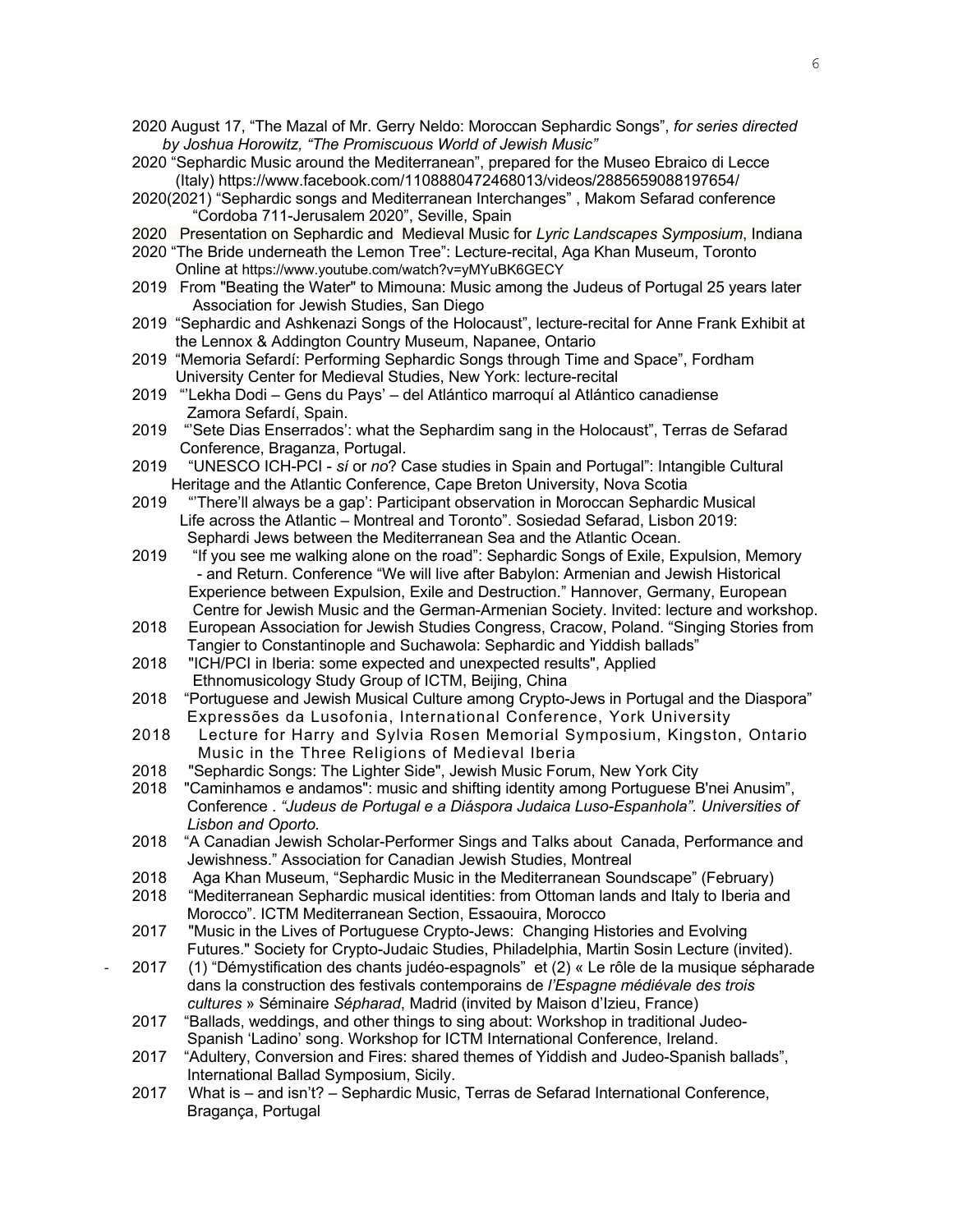2020 August 17, "The Mazal of Mr. Gerry Neldo: Moroccan Sephardic Songs", *for series directed by Joshua Horowitz, "The Promiscuous World of Jewish Music"*

2020 "Sephardic Music around the Mediterranean", prepared for the Museo Ebraico di Lecce (Italy) https://www.facebook.com/1108880472468013/videos/2885659088197654/

2020(2021) "Sephardic songs and Mediterranean Interchanges" , Makom Sefarad conference "Cordoba 711-Jerusalem 2020", Seville, Spain

2020 Presentation on Sephardic and Medieval Music for *Lyric Landscapes Symposium*, Indiana

2020 "The Bride underneath the Lemon Tree": Lecture-recital, Aga Khan Museum, Toronto Online at https://www.youtube.com/watch?v=yMYuBK6GECY

2019 From "Beating the Water" to Mimouna: Music among the Judeus of Portugal 25 years later Association for Jewish Studies, San Diego

2019 "Sephardic and Ashkenazi Songs of the Holocaust", lecture-recital for Anne Frank Exhibit at the Lennox & Addington Country Museum, Napanee, Ontario

2019 "Memoria Sefardí: Performing Sephardic Songs through Time and Space", Fordham University Center for Medieval Studies, New York: lecture-recital

2019 "'Lekha Dodi – Gens du Pays' – del Atlántico marroquí al Atlántico canadiense Zamora Sefardí, Spain.

2019 "'Sete Dias Enserrados': what the Sephardim sang in the Holocaust", Terras de Sefarad Conference, Braganza, Portugal.

2019 "UNESCO ICH-PCI - *sí* or *no*? Case studies in Spain and Portugal": Intangible Cultural Heritage and the Atlantic Conference, Cape Breton University, Nova Scotia

2019 "'There'll always be a gap': Participant observation in Moroccan Sephardic Musical Life across the Atlantic – Montreal and Toronto". Sosiedad Sefarad, Lisbon 2019: Sephardi Jews between the Mediterranean Sea and the Atlantic Ocean.

2019 "If you see me walking alone on the road": Sephardic Songs of Exile, Expulsion, Memory - and Return. Conference "We will live after Babylon: Armenian and Jewish Historical Experience between Expulsion, Exile and Destruction." Hannover, Germany, European Centre for Jewish Music and the German-Armenian Society. Invited: lecture and workshop.

2018 European Association for Jewish Studies Congress, Cracow, Poland. "Singing Stories from Tangier to Constantinople and Suchawola: Sephardic and Yiddish ballads"

2018 "ICH/PCI in Iberia: some expected and unexpected results", Applied Ethnomusicology Study Group of ICTM, Beijing, China

2018 "Portuguese and Jewish Musical Culture among Crypto-Jews in Portugal and the Diaspora" Expressões da Lusofonia, International Conference, York University

2018 Lecture for Harry and Sylvia Rosen Memorial Symposium, Kingston, Ontario Music in the Three Religions of Medieval Iberia

2018 "Sephardic Songs: The Lighter Side", Jewish Music Forum, New York City

2018 "Caminhamos e andamos": music and shifting identity among Portuguese B'nei Anusim", Conference . *"Judeus de Portugal e a Diáspora Judaica Luso-Espanhola". Universities of Lisbon and Oporto.*

2018 "A Canadian Jewish Scholar-Performer Sings and Talks about Canada, Performance and Jewishness." Association for Canadian Jewish Studies, Montreal

2018 Aga Khan Museum, "Sephardic Music in the Mediterranean Soundscape" (February)

2018 "Mediterranean Sephardic musical identities: from Ottoman lands and Italy to Iberia and Morocco". ICTM Mediterranean Section, Essaouira, Morocco

2017 "Music in the Lives of Portuguese Crypto-Jews: Changing Histories and Evolving Futures." Society for Crypto-Judaic Studies, Philadelphia, Martin Sosin Lecture (invited).

- 2017 (1) "Démystification des chants judéo-espagnols" et (2) « Le rôle de la musique sépharade dans la construction des festivals contemporains de *l'Espagne médiévale des trois cultures* » Séminaire *Sépharad*, Madrid (invited by Maison d'Izieu, France)

2017 "Ballads, weddings, and other things to sing about: Workshop in traditional Judeo-Spanish 'Ladino' song. Workshop for ICTM International Conference, Ireland.

2017 "Adultery, Conversion and Fires: shared themes of Yiddish and Judeo-Spanish ballads", International Ballad Symposium, Sicily.

2017 What is – and isn't? – Sephardic Music, Terras de Sefarad International Conference, Bragança, Portugal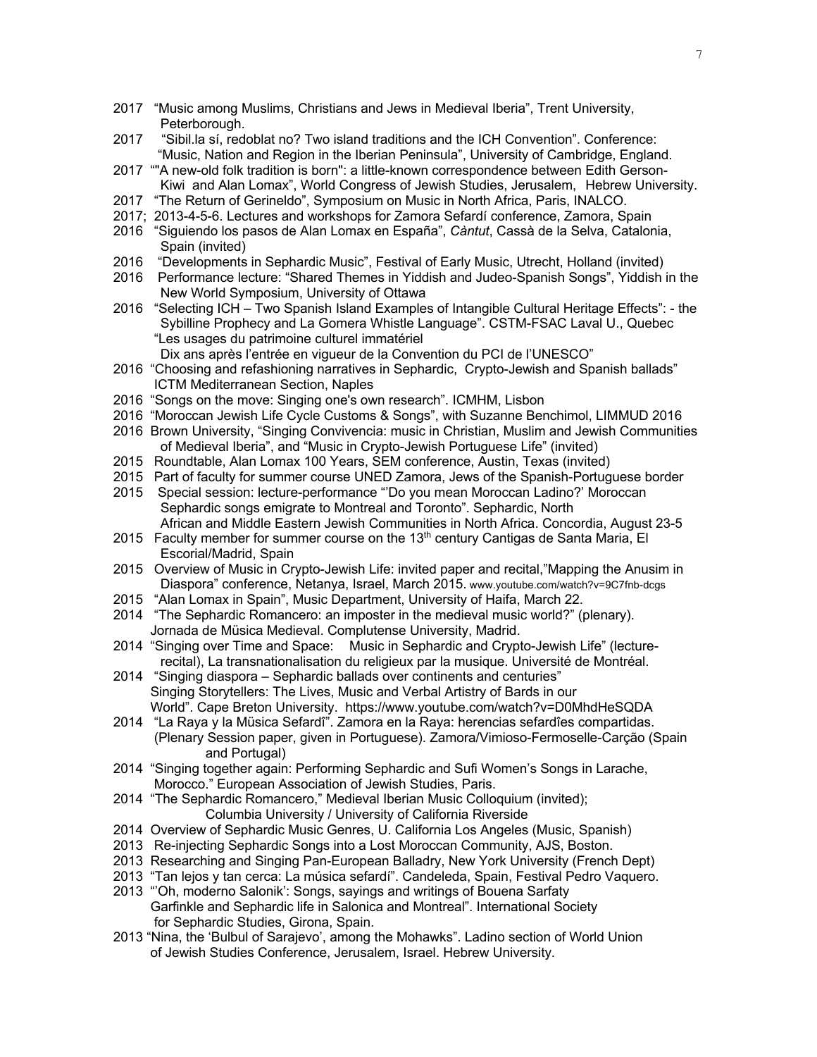2017 "Music among Muslims, Christians and Jews in Medieval Iberia", Trent University, Peterborough.

2017 "Sibil.la sí, redoblat no? Two island traditions and the ICH Convention". Conference: "Music, Nation and Region in the Iberian Peninsula", University of Cambridge, England.

2017 ""A new-old folk tradition is born": a little-known correspondence between Edith Gerson-Kiwi and Alan Lomax", World Congress of Jewish Studies, Jerusalem, Hebrew University.

2017 "The Return of Gerineldo", Symposium on Music in North Africa, Paris, INALCO.

2017; 2013-4-5-6. Lectures and workshops for Zamora Sefardí conference, Zamora, Spain

2016 "Siguiendo los pasos de Alan Lomax en España", *Càntut*, Cassà de la Selva, Catalonia, Spain (invited)

2016 "Developments in Sephardic Music", Festival of Early Music, Utrecht, Holland (invited)

2016 Performance lecture: "Shared Themes in Yiddish and Judeo-Spanish Songs", Yiddish in the New World Symposium, University of Ottawa

2016 "Selecting ICH – Two Spanish Island Examples of Intangible Cultural Heritage Effects": - the Sybilline Prophecy and La Gomera Whistle Language". CSTM-FSAC Laval U., Quebec "Les usages du patrimoine culturel immatériel Dix ans après l'entrée en vigueur de la Convention du PCI de l'UNESCO"

2016 "Choosing and refashioning narratives in Sephardic, Crypto-Jewish and Spanish ballads" ICTM Mediterranean Section, Naples

2016 "Songs on the move: Singing one's own research". ICMHM, Lisbon

2016 "Moroccan Jewish Life Cycle Customs & Songs", with Suzanne Benchimol, LIMMUD 2016

2016 Brown University, "Singing Convivencia: music in Christian, Muslim and Jewish Communities of Medieval Iberia", and "Music in Crypto-Jewish Portuguese Life" (invited)

2015 Roundtable, Alan Lomax 100 Years, SEM conference, Austin, Texas (invited)

2015 Part of faculty for summer course UNED Zamora, Jews of the Spanish-Portuguese border

2015 Special session: lecture-performance "'Do you mean Moroccan Ladino?' Moroccan Sephardic songs emigrate to Montreal and Toronto". Sephardic, North African and Middle Eastern Jewish Communities in North Africa. Concordia, August 23-5

2015 Faculty member for summer course on the 13th century Cantigas de Santa Maria, El Escorial/Madrid, Spain

2015 Overview of Music in Crypto-Jewish Life: invited paper and recital,"Mapping the Anusim in Diaspora" conference, Netanya, Israel, March 2015. www.youtube.com/watch?v=9C7fnb-dcgs

2015 "Alan Lomax in Spain", Music Department, University of Haifa, March 22.

2014 "The Sephardic Romancero: an imposter in the medieval music world?" (plenary). Jornada de Müsica Medieval. Complutense University, Madrid.

2014 "Singing over Time and Space: Music in Sephardic and Crypto-Jewish Life" (lecture-recital), La transnationalisation du religieux par la musique. Université de Montréal.

2014 "Singing diaspora – Sephardic ballads over continents and centuries" Singing Storytellers: The Lives, Music and Verbal Artistry of Bards in our World". Cape Breton University. https://www.youtube.com/watch?v=D0MhdHeSQDA

2014 "La Raya y la Müsica Sefardî". Zamora en la Raya: herencias sefardîes compartidas. (Plenary Session paper, given in Portuguese). Zamora/Vimioso-Fermoselle-Carção (Spain and Portugal)

2014 "Singing together again: Performing Sephardic and Sufi Women's Songs in Larache, Morocco." European Association of Jewish Studies, Paris.

2014 "The Sephardic Romancero," Medieval Iberian Music Colloquium (invited); Columbia University / University of California Riverside

2014 Overview of Sephardic Music Genres, U. California Los Angeles (Music, Spanish)

2013 Re-injecting Sephardic Songs into a Lost Moroccan Community, AJS, Boston.

2013 Researching and Singing Pan-European Balladry, New York University (French Dept)

2013 "Tan lejos y tan cerca: La música sefardí". Candeleda, Spain, Festival Pedro Vaquero.

2013 "'Oh, moderno Salonik': Songs, sayings and writings of Bouena Sarfaty Garfinkle and Sephardic life in Salonica and Montreal". International Society for Sephardic Studies, Girona, Spain.

2013 "Nina, the 'Bulbul of Sarajevo', among the Mohawks". Ladino section of World Union of Jewish Studies Conference, Jerusalem, Israel. Hebrew University.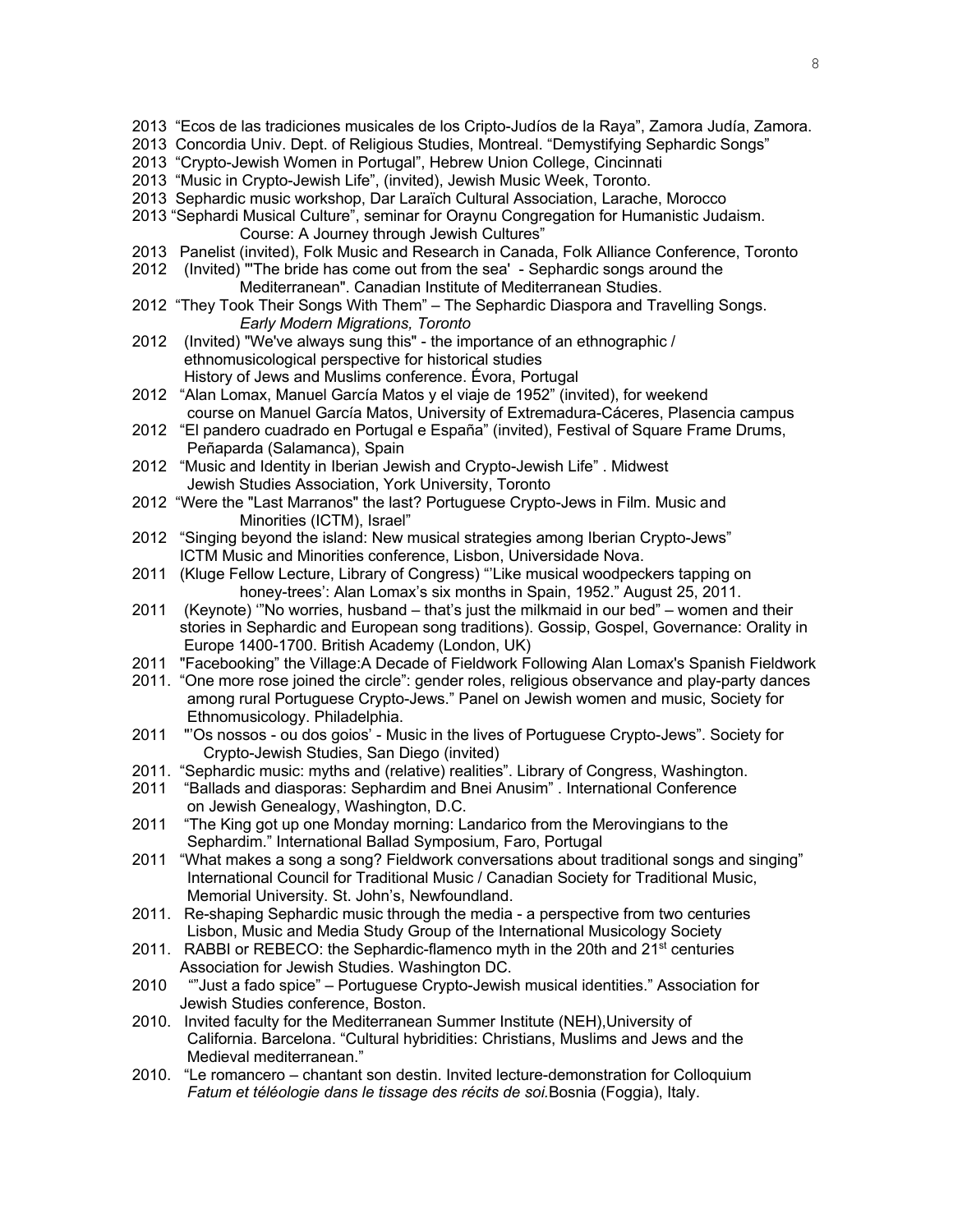2013 "Ecos de las tradiciones musicales de los Cripto-Judíos de la Raya", Zamora Judía, Zamora.

2013 Concordia Univ. Dept. of Religious Studies, Montreal. "Demystifying Sephardic Songs"

2013 "Crypto-Jewish Women in Portugal", Hebrew Union College, Cincinnati

2013 "Music in Crypto-Jewish Life", (invited), Jewish Music Week, Toronto.

2013 Sephardic music workshop, Dar Laraïch Cultural Association, Larache, Morocco

2013 "Sephardi Musical Culture", seminar for Oraynu Congregation for Humanistic Judaism. Course: A Journey through Jewish Cultures"

2013 Panelist (invited), Folk Music and Research in Canada, Folk Alliance Conference, Toronto

2012 (Invited) "'The bride has come out from the sea' - Sephardic songs around the Mediterranean". Canadian Institute of Mediterranean Studies.

2012 "They Took Their Songs With Them" – The Sephardic Diaspora and Travelling Songs. *Early Modern Migrations, Toronto*

2012 (Invited) "We've always sung this" - the importance of an ethnographic / ethnomusicological perspective for historical studies History of Jews and Muslims conference. Évora, Portugal

2012 "Alan Lomax, Manuel García Matos y el viaje de 1952" (invited), for weekend course on Manuel García Matos, University of Extremadura-Cáceres, Plasencia campus

2012 "El pandero cuadrado en Portugal e España" (invited), Festival of Square Frame Drums, Peñaparda (Salamanca), Spain

2012 "Music and Identity in Iberian Jewish and Crypto-Jewish Life" . Midwest Jewish Studies Association, York University, Toronto

2012 "Were the "Last Marranos" the last? Portuguese Crypto-Jews in Film. Music and Minorities (ICTM), Israel"

2012 "Singing beyond the island: New musical strategies among Iberian Crypto-Jews" ICTM Music and Minorities conference, Lisbon, Universidade Nova.

2011 (Kluge Fellow Lecture, Library of Congress) "'Like musical woodpeckers tapping on honey-trees': Alan Lomax's six months in Spain, 1952." August 25, 2011.

2011 (Keynote) '"No worries, husband – that's just the milkmaid in our bed" – women and their stories in Sephardic and European song traditions). Gossip, Gospel, Governance: Orality in Europe 1400-1700. British Academy (London, UK)

2011 "Facebooking" the Village:A Decade of Fieldwork Following Alan Lomax's Spanish Fieldwork

2011. "One more rose joined the circle": gender roles, religious observance and play-party dances among rural Portuguese Crypto-Jews." Panel on Jewish women and music, Society for Ethnomusicology. Philadelphia.

2011 "'Os nossos - ou dos goios' - Music in the lives of Portuguese Crypto-Jews". Society for Crypto-Jewish Studies, San Diego (invited)

2011. "Sephardic music: myths and (relative) realities". Library of Congress, Washington.

2011 "Ballads and diasporas: Sephardim and Bnei Anusim" . International Conference on Jewish Genealogy, Washington, D.C.

2011 "The King got up one Monday morning: Landarico from the Merovingians to the Sephardim." International Ballad Symposium, Faro, Portugal

2011 "What makes a song a song? Fieldwork conversations about traditional songs and singing" International Council for Traditional Music / Canadian Society for Traditional Music, Memorial University. St. John's, Newfoundland.

2011. Re-shaping Sephardic music through the media - a perspective from two centuries Lisbon, Music and Media Study Group of the International Musicology Society

2011. RABBI or REBECO: the Sephardic-flamenco myth in the 20th and 21st centuries Association for Jewish Studies. Washington DC.

2010 ""Just a fado spice" – Portuguese Crypto-Jewish musical identities." Association for Jewish Studies conference, Boston.

2010. Invited faculty for the Mediterranean Summer Institute (NEH),University of California. Barcelona. "Cultural hybridities: Christians, Muslims and Jews and the Medieval mediterranean."

2010. "Le romancero – chantant son destin. Invited lecture-demonstration for Colloquium *Fatum et téléologie dans le tissage des récits de soi.*Bosnia (Foggia), Italy.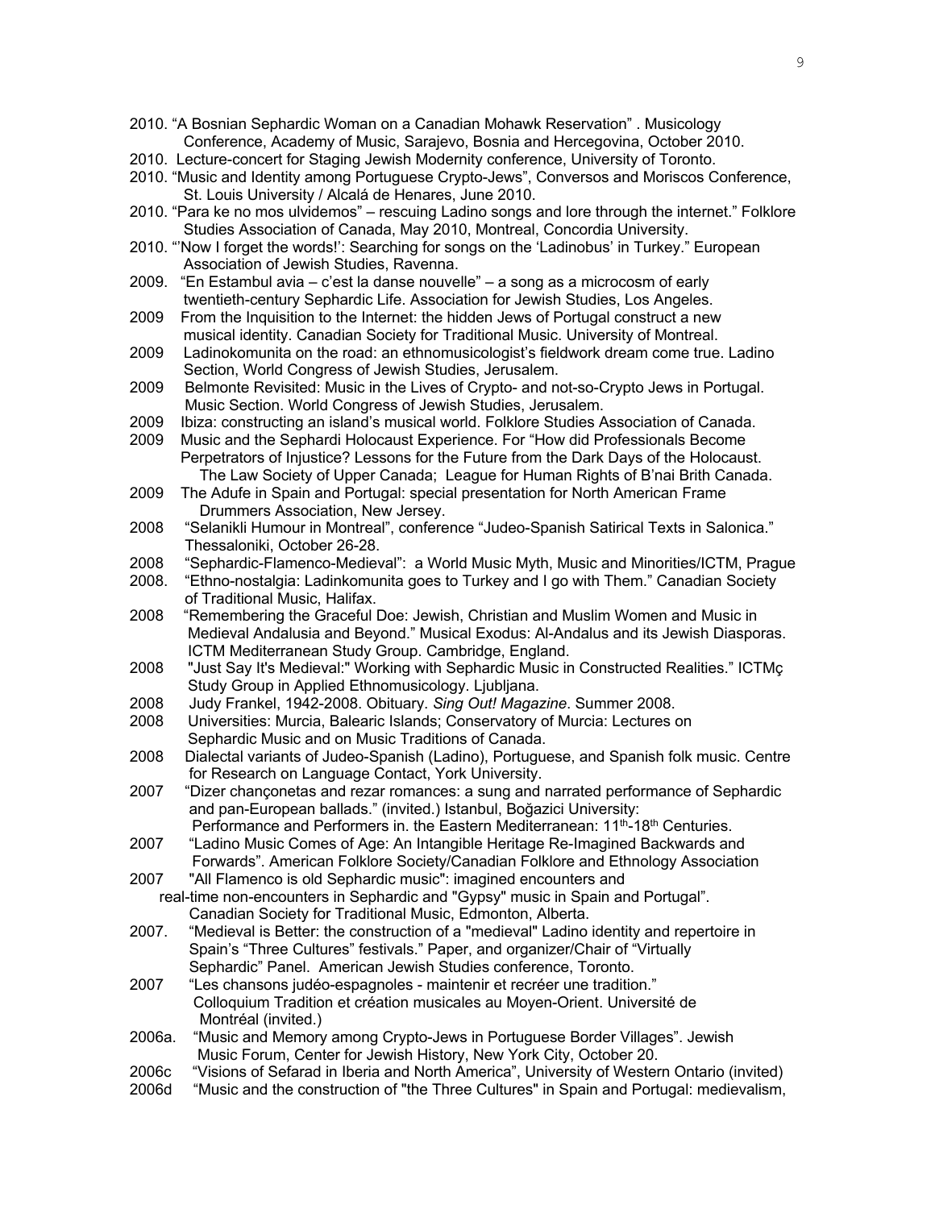2010. "A Bosnian Sephardic Woman on a Canadian Mohawk Reservation" . Musicology Conference, Academy of Music, Sarajevo, Bosnia and Hercegovina, October 2010.

2010. Lecture-concert for Staging Jewish Modernity conference, University of Toronto.

2010. "Music and Identity among Portuguese Crypto-Jews", Conversos and Moriscos Conference, St. Louis University / Alcalá de Henares, June 2010.

2010. "Para ke no mos ulvidemos" – rescuing Ladino songs and lore through the internet." Folklore Studies Association of Canada, May 2010, Montreal, Concordia University.

2010. "'Now I forget the words!': Searching for songs on the 'Ladinobus' in Turkey." European Association of Jewish Studies, Ravenna.

2009. "En Estambul avia – c'est la danse nouvelle" – a song as a microcosm of early twentieth-century Sephardic Life. Association for Jewish Studies, Los Angeles.

2009 From the Inquisition to the Internet: the hidden Jews of Portugal construct a new musical identity. Canadian Society for Traditional Music. University of Montreal.

2009 Ladinokomunita on the road: an ethnomusicologist's fieldwork dream come true. Ladino Section, World Congress of Jewish Studies, Jerusalem.

2009 Belmonte Revisited: Music in the Lives of Crypto- and not-so-Crypto Jews in Portugal. Music Section. World Congress of Jewish Studies, Jerusalem.

2009 Ibiza: constructing an island's musical world. Folklore Studies Association of Canada.

2009 Music and the Sephardi Holocaust Experience. For "How did Professionals Become Perpetrators of Injustice? Lessons for the Future from the Dark Days of the Holocaust. The Law Society of Upper Canada; League for Human Rights of B'nai Brith Canada.

2009 The Adufe in Spain and Portugal: special presentation for North American Frame Drummers Association, New Jersey.

2008 "Selanikli Humour in Montreal", conference "Judeo-Spanish Satirical Texts in Salonica." Thessaloniki, October 26-28.

2008 "Sephardic-Flamenco-Medieval": a World Music Myth, Music and Minorities/ICTM, Prague

2008. "Ethno-nostalgia: Ladinkomunita goes to Turkey and I go with Them." Canadian Society of Traditional Music, Halifax.

2008 "Remembering the Graceful Doe: Jewish, Christian and Muslim Women and Music in Medieval Andalusia and Beyond." Musical Exodus: Al-Andalus and its Jewish Diasporas. ICTM Mediterranean Study Group. Cambridge, England.

2008 "Just Say It's Medieval:" Working with Sephardic Music in Constructed Realities." ICTMç Study Group in Applied Ethnomusicology. Ljubljana.

2008 Judy Frankel, 1942-2008. Obituary. *Sing Out! Magazine*. Summer 2008.

2008 Universities: Murcia, Balearic Islands; Conservatory of Murcia: Lectures on Sephardic Music and on Music Traditions of Canada.

2008 Dialectal variants of Judeo-Spanish (Ladino), Portuguese, and Spanish folk music. Centre for Research on Language Contact, York University.

2007 "Dizer chançonetas and rezar romances: a sung and narrated performance of Sephardic and pan-European ballads." (invited.) Istanbul, Boğazici University: Performance and Performers in. the Eastern Mediterranean: 11th-18th Centuries.

2007 "Ladino Music Comes of Age: An Intangible Heritage Re-Imagined Backwards and Forwards". American Folklore Society/Canadian Folklore and Ethnology Association

2007 "All Flamenco is old Sephardic music": imagined encounters and real-time non-encounters in Sephardic and "Gypsy" music in Spain and Portugal". Canadian Society for Traditional Music, Edmonton, Alberta.

2007. "Medieval is Better: the construction of a "medieval" Ladino identity and repertoire in Spain's "Three Cultures" festivals." Paper, and organizer/Chair of "Virtually Sephardic" Panel. American Jewish Studies conference, Toronto.

2007 "Les chansons judéo-espagnoles - maintenir et recréer une tradition." Colloquium Tradition et création musicales au Moyen-Orient. Université de Montréal (invited.)

2006a. "Music and Memory among Crypto-Jews in Portuguese Border Villages". Jewish Music Forum, Center for Jewish History, New York City, October 20.

2006c "Visions of Sefarad in Iberia and North America", University of Western Ontario (invited)

2006d "Music and the construction of "the Three Cultures" in Spain and Portugal: medievalism,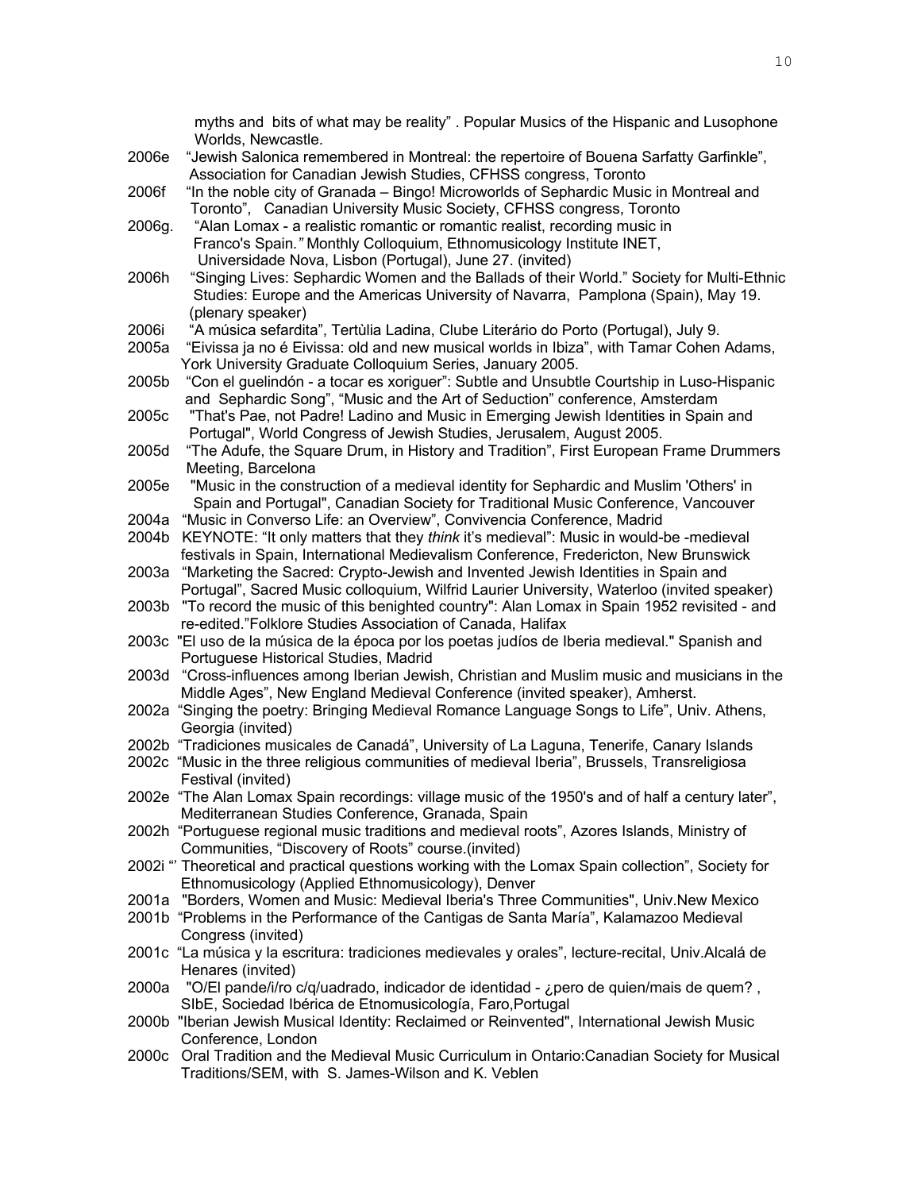myths and bits of what may be reality" . Popular Musics of the Hispanic and Lusophone Worlds, Newcastle.

2006e "Jewish Salonica remembered in Montreal: the repertoire of Bouena Sarfatty Garfinkle", Association for Canadian Jewish Studies, CFHSS congress, Toronto

2006f "In the noble city of Granada – Bingo! Microworlds of Sephardic Music in Montreal and Toronto", Canadian University Music Society, CFHSS congress, Toronto

2006g. "Alan Lomax - a realistic romantic or romantic realist, recording music in Franco's Spain.*"* Monthly Colloquium, Ethnomusicology Institute INET, Universidade Nova, Lisbon (Portugal), June 27. (invited)

2006h "Singing Lives: Sephardic Women and the Ballads of their World." Society for Multi-Ethnic Studies: Europe and the Americas University of Navarra, Pamplona (Spain), May 19. (plenary speaker)

2006i "A música sefardita", Tertùlia Ladina, Clube Literário do Porto (Portugal), July 9.

2005a "Eivissa ja no é Eivissa: old and new musical worlds in Ibiza", with Tamar Cohen Adams, York University Graduate Colloquium Series, January 2005.

2005b "Con el guelindón - a tocar es xoriguer": Subtle and Unsubtle Courtship in Luso-Hispanic and Sephardic Song", "Music and the Art of Seduction" conference, Amsterdam

2005c "That's Pae, not Padre! Ladino and Music in Emerging Jewish Identities in Spain and Portugal", World Congress of Jewish Studies, Jerusalem, August 2005.

2005d "The Adufe, the Square Drum, in History and Tradition", First European Frame Drummers Meeting, Barcelona

2005e "Music in the construction of a medieval identity for Sephardic and Muslim 'Others' in Spain and Portugal", Canadian Society for Traditional Music Conference, Vancouver

2004a "Music in Converso Life: an Overview", Convivencia Conference, Madrid

2004b KEYNOTE: "It only matters that they *think* it's medieval": Music in would-be -medieval festivals in Spain, International Medievalism Conference, Fredericton, New Brunswick

2003a "Marketing the Sacred: Crypto-Jewish and Invented Jewish Identities in Spain and Portugal", Sacred Music colloquium, Wilfrid Laurier University, Waterloo (invited speaker)

2003b "To record the music of this benighted country": Alan Lomax in Spain 1952 revisited - and re-edited."Folklore Studies Association of Canada, Halifax

2003c "El uso de la música de la época por los poetas judíos de Iberia medieval." Spanish and Portuguese Historical Studies, Madrid

2003d "Cross-influences among Iberian Jewish, Christian and Muslim music and musicians in the Middle Ages", New England Medieval Conference (invited speaker), Amherst.

2002a "Singing the poetry: Bringing Medieval Romance Language Songs to Life", Univ. Athens, Georgia (invited)

2002b "Tradiciones musicales de Canadá", University of La Laguna, Tenerife, Canary Islands

2002c "Music in the three religious communities of medieval Iberia", Brussels, Transreligiosa Festival (invited)

2002e "The Alan Lomax Spain recordings: village music of the 1950's and of half a century later", Mediterranean Studies Conference, Granada, Spain

2002h "Portuguese regional music traditions and medieval roots", Azores Islands, Ministry of Communities, "Discovery of Roots" course.(invited)

2002i "' Theoretical and practical questions working with the Lomax Spain collection", Society for Ethnomusicology (Applied Ethnomusicology), Denver

2001a "Borders, Women and Music: Medieval Iberia's Three Communities", Univ.New Mexico

2001b "Problems in the Performance of the Cantigas de Santa María", Kalamazoo Medieval Congress (invited)

2001c "La música y la escritura: tradiciones medievales y orales", lecture-recital, Univ.Alcalá de Henares (invited)

2000a "O/El pande/i/ro c/q/uadrado, indicador de identidad - ¿pero de quien/mais de quem? , SIbE, Sociedad Ibérica de Etnomusicología, Faro,Portugal

2000b "Iberian Jewish Musical Identity: Reclaimed or Reinvented", International Jewish Music Conference, London

2000c Oral Tradition and the Medieval Music Curriculum in Ontario:Canadian Society for Musical Traditions/SEM, with S. James-Wilson and K. Veblen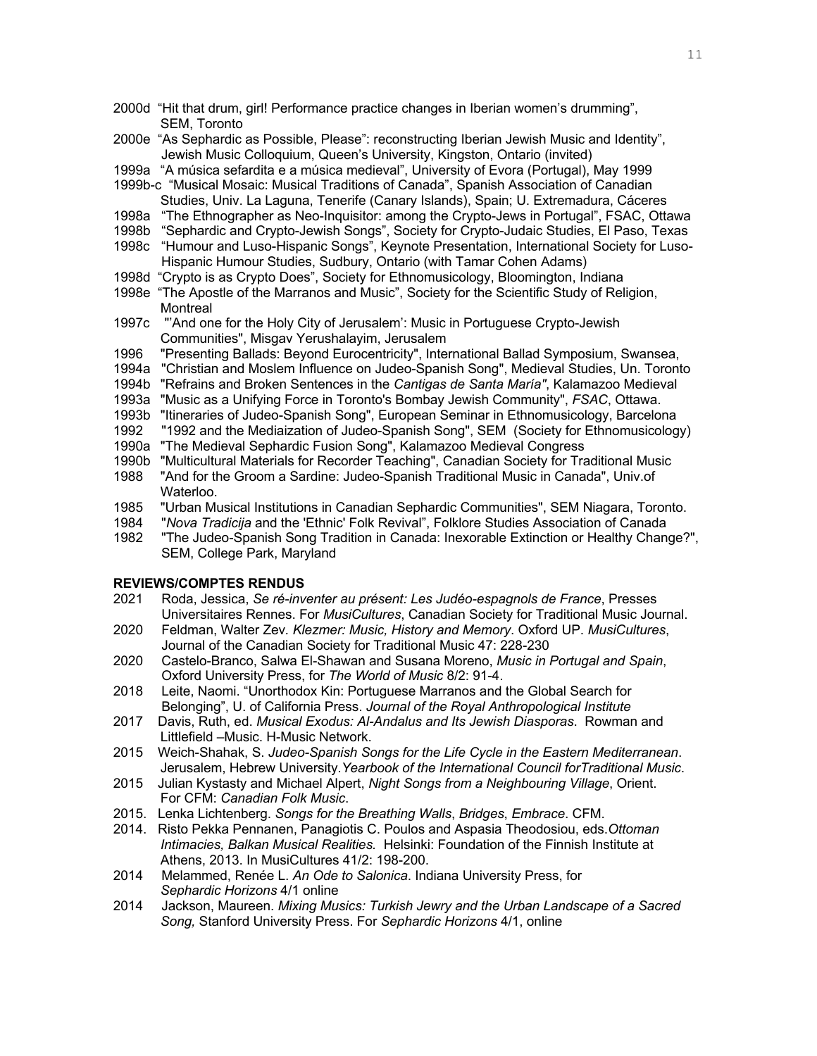2000d “Hit that drum, girl! Performance practice changes in Iberian women’s drumming”, SEM, Toronto

2000e “As Sephardic as Possible, Please”: reconstructing Iberian Jewish Music and Identity”, Jewish Music Colloquium, Queen’s University, Kingston, Ontario (invited)

1999a “A música sefardita e a música medieval”, University of Evora (Portugal), May 1999

1999b-c “Musical Mosaic: Musical Traditions of Canada”, Spanish Association of Canadian Studies, Univ. La Laguna, Tenerife (Canary Islands), Spain; U. Extremadura, Cáceres

1998a “The Ethnographer as Neo-Inquisitor: among the Crypto-Jews in Portugal”, FSAC, Ottawa

1998b “Sephardic and Crypto-Jewish Songs”, Society for Crypto-Judaic Studies, El Paso, Texas

1998c “Humour and Luso-Hispanic Songs”, Keynote Presentation, International Society for Luso-Hispanic Humour Studies, Sudbury, Ontario (with Tamar Cohen Adams)

1998d “Crypto is as Crypto Does”, Society for Ethnomusicology, Bloomington, Indiana

1998e “The Apostle of the Marranos and Music”, Society for the Scientific Study of Religion, Montreal

1997c "’And one for the Holy City of Jerusalem’: Music in Portuguese Crypto-Jewish Communities", Misgav Yerushalayim, Jerusalem

1996 "Presenting Ballads: Beyond Eurocentricity", International Ballad Symposium, Swansea,

1994a "Christian and Moslem Influence on Judeo-Spanish Song", Medieval Studies, Un. Toronto

1994b "Refrains and Broken Sentences in the *Cantigas de Santa María"*, Kalamazoo Medieval

1993a "Music as a Unifying Force in Toronto's Bombay Jewish Community", *FSAC*, Ottawa.

1993b "Itineraries of Judeo-Spanish Song", European Seminar in Ethnomusicology, Barcelona

1992 "1992 and the Mediaization of Judeo-Spanish Song", SEM (Society for Ethnomusicology)

1990a "The Medieval Sephardic Fusion Song", Kalamazoo Medieval Congress

1990b "Multicultural Materials for Recorder Teaching", Canadian Society for Traditional Music

1988 "And for the Groom a Sardine: Judeo-Spanish Traditional Music in Canada", Univ.of Waterloo.

1985 "Urban Musical Institutions in Canadian Sephardic Communities", SEM Niagara, Toronto.

1984 "*Nova Tradicija* and the 'Ethnic' Folk Revival”, Folklore Studies Association of Canada

1982 "The Judeo-Spanish Song Tradition in Canada: Inexorable Extinction or Healthy Change?", SEM, College Park, Maryland

**REVIEWS/COMPTES RENDUS**

2021 Roda, Jessica, *Se ré-inventer au présent: Les Judéo-espagnols de France*, Presses Universitaires Rennes. For *MusiCultures*, Canadian Society for Traditional Music Journal.

2020 Feldman, Walter Zev*. Klezmer: Music, History and Memory*. Oxford UP. *MusiCultures*, Journal of the Canadian Society for Traditional Music 47: 228-230

2020 Castelo-Branco, Salwa El-Shawan and Susana Moreno, *Music in Portugal and Spain*, Oxford University Press, for *The World of Music* 8/2: 91-4.

2018 Leite, Naomi. “Unorthodox Kin: Portuguese Marranos and the Global Search for Belonging”, U. of California Press. *Journal of the Royal Anthropological Institute*

2017 Davis, Ruth, ed. *Musical Exodus: Al-Andalus and Its Jewish Diasporas*. Rowman and Littlefield –Music. H-Music Network.

2015 Weich-Shahak, S. *Judeo-Spanish Songs for the Life Cycle in the Eastern Mediterranean*. Jerusalem, Hebrew University.*Yearbook of the International Council forTraditional Music*.

2015 Julian Kystasty and Michael Alpert, *Night Songs from a Neighbouring Village*, Orient. For CFM: *Canadian Folk Music*.

2015. Lenka Lichtenberg. *Songs for the Breathing Walls*, *Bridges*, *Embrace*. CFM.

2014. Risto Pekka Pennanen, Panagiotis C. Poulos and Aspasia Theodosiou, eds.*Ottoman Intimacies, Balkan Musical Realities.* Helsinki: Foundation of the Finnish Institute at Athens, 2013. In MusiCultures 41/2: 198-200.

2014 Melammed, Renée L. *An Ode to Salonica*. Indiana University Press, for *Sephardic Horizons* 4/1 online

2014 Jackson, Maureen. *Mixing Musics: Turkish Jewry and the Urban Landscape of a Sacred Song,* Stanford University Press. For *Sephardic Horizons* 4/1, online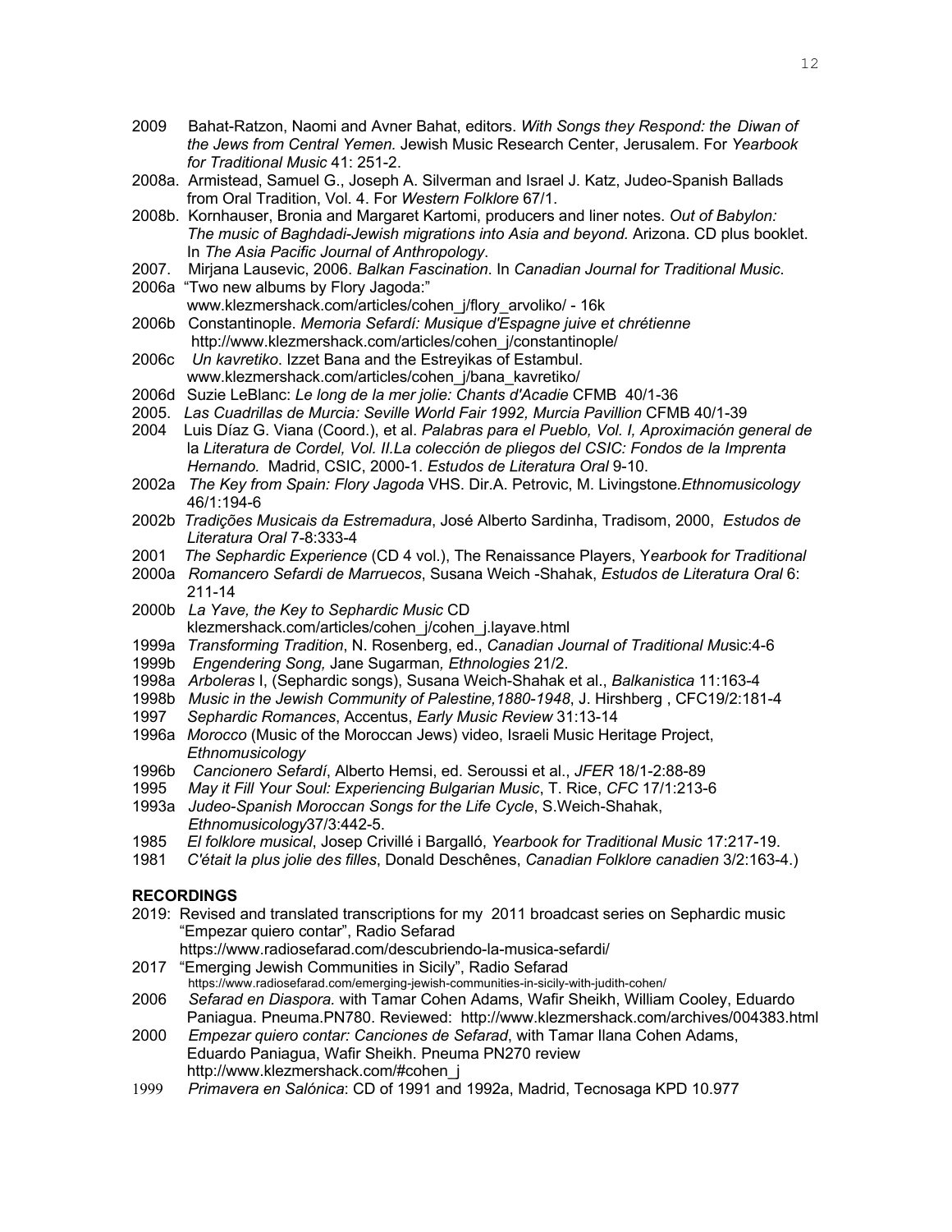2009 Bahat-Ratzon, Naomi and Avner Bahat, editors. *With Songs they Respond: the Diwan of the Jews from Central Yemen.* Jewish Music Research Center, Jerusalem. For *Yearbook for Traditional Music* 41: 251-2.

2008a. Armistead, Samuel G., Joseph A. Silverman and Israel J. Katz, Judeo-Spanish Ballads from Oral Tradition, Vol. 4. For *Western Folklore* 67/1.

2008b. Kornhauser, Bronia and Margaret Kartomi, producers and liner notes. *Out of Babylon: The music of Baghdadi-Jewish migrations into Asia and beyond.* Arizona. CD plus booklet. In *The Asia Pacific Journal of Anthropology*.

2007. Mirjana Lausevic, 2006. *Balkan Fascination*. In *Canadian Journal for Traditional Music*.

2006a "Two new albums by Flory Jagoda:" www.klezmershack.com/articles/cohen_j/flory_arvoliko/ - 16k

2006b Constantinople. *Memoria Sefardí: Musique d'Espagne juive et chrétienne* http://www.klezmershack.com/articles/cohen_j/constantinople/

2006c *Un kavretiko*. Izzet Bana and the Estreyikas of Estambul. www.klezmershack.com/articles/cohen_j/bana_kavretiko/

2006d Suzie LeBlanc: *Le long de la mer jolie: Chants d'Acadie* CFMB 40/1-36

2005. *Las Cuadrillas de Murcia: Seville World Fair 1992, Murcia Pavillion* CFMB 40/1-39

2004 Luis Díaz G. Viana (Coord.), et al. *Palabras para el Pueblo, Vol. I, Aproximación general de la Literatura de Cordel, Vol. II.La colección de pliegos del CSIC: Fondos de la Imprenta Hernando.* Madrid, CSIC, 2000-1. *Estudos de Literatura Oral* 9-10.

2002a *The Key from Spain: Flory Jagoda* VHS. Dir.A. Petrovic, M. Livingstone.*Ethnomusicology* 46/1:194-6

2002b *Tradições Musicais da Estremadura*, José Alberto Sardinha, Tradisom, 2000, *Estudos de Literatura Oral* 7-8:333-4

2001 *The Sephardic Experience* (CD 4 vol.), The Renaissance Players, Y*earbook for Traditional*

2000a *Romancero Sefardi de Marruecos*, Susana Weich -Shahak, *Estudos de Literatura Oral* 6: 211-14

2000b *La Yave, the Key to Sephardic Music* CD klezmershack.com/articles/cohen_j/cohen_j.layave.html

1999a *Transforming Tradition*, N. Rosenberg, ed., *Canadian Journal of Traditional Mu*sic:4-6

1999b *Engendering Song,* Jane Sugarman*, Ethnologies* 21/2.

1998a *Arboleras* I, (Sephardic songs), Susana Weich-Shahak et al., *Balkanistica* 11:163-4

1998b *Music in the Jewish Community of Palestine,1880-1948*, J. Hirshberg , CFC19/2:181-4

1997 *Sephardic Romances*, Accentus, *Early Music Review* 31:13-14

1996a *Morocco* (Music of the Moroccan Jews) video, Israeli Music Heritage Project, *Ethnomusicology*

1996b *Cancionero Sefardí*, Alberto Hemsi, ed. Seroussi et al., *JFER* 18/1-2:88-89

1995 *May it Fill Your Soul: Experiencing Bulgarian Music*, T. Rice, *CFC* 17/1:213-6

1993a *Judeo-Spanish Moroccan Songs for the Life Cycle*, S.Weich-Shahak, *Ethnomusicology*37/3:442-5.

1985 *El folklore musical*, Josep Crivillé i Bargalló, *Yearbook for Traditional Music* 17:217-19.

1981 *C'était la plus jolie des filles*, Donald Deschênes, *Canadian Folklore canadien* 3/2:163-4.)

**RECORDINGS**

2019: Revised and translated transcriptions for my 2011 broadcast series on Sephardic music "Empezar quiero contar", Radio Sefarad https://www.radiosefarad.com/descubriendo-la-musica-sefardi/

2017 "Emerging Jewish Communities in Sicily", Radio Sefarad https://www.radiosefarad.com/emerging-jewish-communities-in-sicily-with-judith-cohen/

2006 *Sefarad en Diaspora.* with Tamar Cohen Adams, Wafir Sheikh, William Cooley, Eduardo Paniagua. Pneuma.PN780. Reviewed: http://www.klezmershack.com/archives/004383.html

2000 *Empezar quiero contar: Canciones de Sefarad*, with Tamar Ilana Cohen Adams, Eduardo Paniagua, Wafir Sheikh. Pneuma PN270 review http://www.klezmershack.com/#cohen_j

1999 *Primavera en Salónica*: CD of 1991 and 1992a, Madrid, Tecnosaga KPD 10.977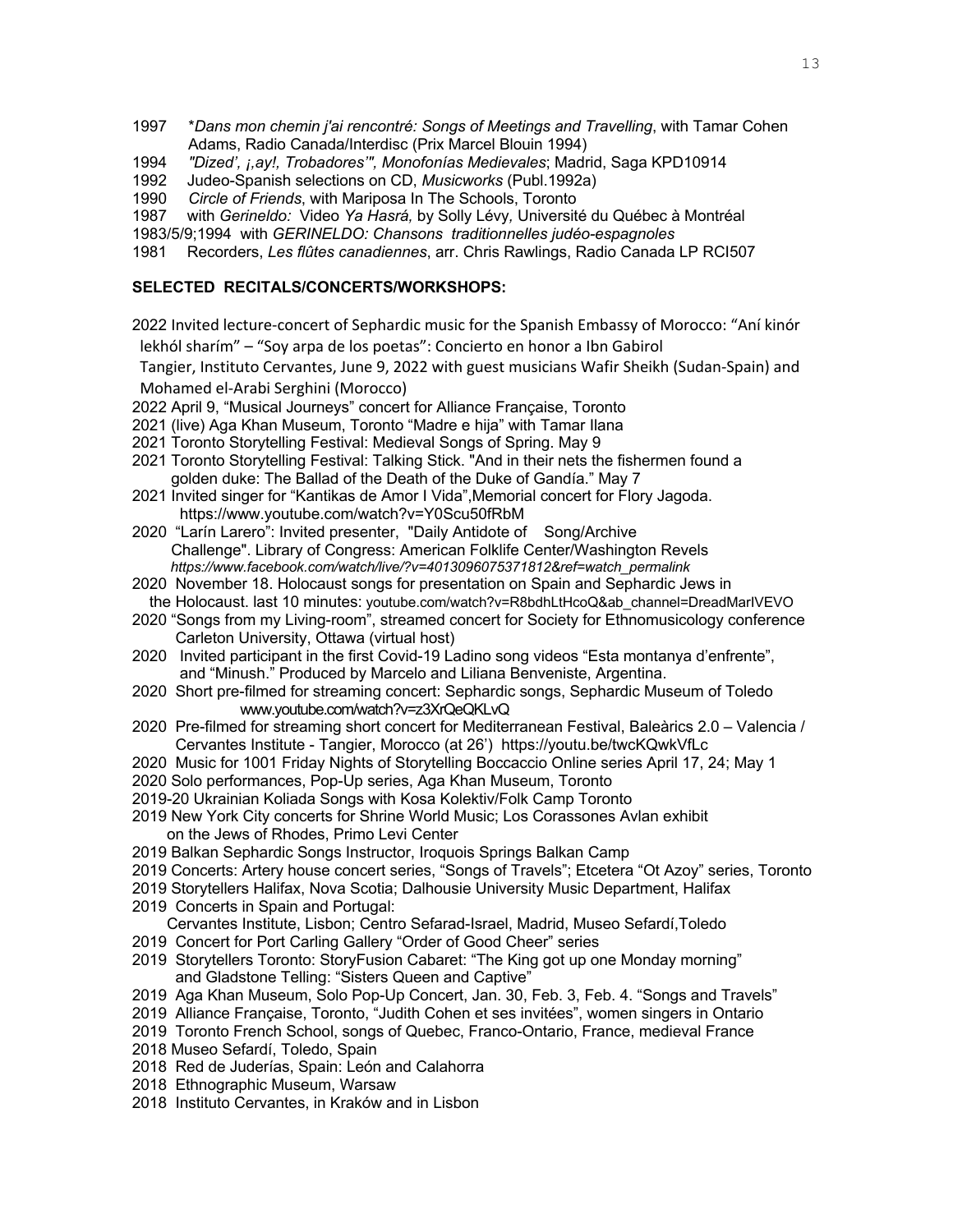1997 **Dans mon chemin j'ai rencontré: Songs of Meetings and Travelling*, with Tamar Cohen Adams, Radio Canada/Interdisc (Prix Marcel Blouin 1994)

1994 *"Dized', ¡,ay!, Trobadores'", Monofonías Medievales*; Madrid, Saga KPD10914

1992 Judeo-Spanish selections on CD, *Musicworks* (Publ.1992a)

1990 *Circle of Friends*, with Mariposa In The Schools, Toronto

1987 with *Gerineldo:* Video *Ya Hasrá,* by Solly Lévy*,* Université du Québec à Montréal

1983/5/9;1994 with *GERINELDO: Chansons traditionnelles judéo-espagnoles*

1981 Recorders, *Les flûtes canadiennes*, arr. Chris Rawlings, Radio Canada LP RCI507

**SELECTED RECITALS/CONCERTS/WORKSHOPS:**

2022 Invited lecture-concert of Sephardic music for the Spanish Embassy of Morocco: "Aní kinór lekhól sharím" – "Soy arpa de los poetas": Concierto en honor a Ibn Gabirol Tangier, Instituto Cervantes, June 9, 2022 with guest musicians Wafir Sheikh (Sudan-Spain) and Mohamed el-Arabi Serghini (Morocco)

2022 April 9, "Musical Journeys" concert for Alliance Française, Toronto

2021 (live) Aga Khan Museum, Toronto "Madre e hija" with Tamar Ilana

2021 Toronto Storytelling Festival: Medieval Songs of Spring. May 9

2021 Toronto Storytelling Festival: Talking Stick. "And in their nets the fishermen found a golden duke: The Ballad of the Death of the Duke of Gandía." May 7

2021 Invited singer for "Kantikas de Amor I Vida",Memorial concert for Flory Jagoda. https://www.youtube.com/watch?v=Y0Scu50fRbM

2020 "Larín Larero": Invited presenter, "Daily Antidote of Song/Archive Challenge". Library of Congress: American Folklife Center/Washington Revels *https://www.facebook.com/watch/live/?v=4013096075371812&ref=watch_permalink*

2020 November 18. Holocaust songs for presentation on Spain and Sephardic Jews in the Holocaust. last 10 minutes: youtube.com/watch?v=R8bdhLtHcoQ&ab_channel=DreadMarlVEVO

2020 "Songs from my Living-room", streamed concert for Society for Ethnomusicology conference Carleton University, Ottawa (virtual host)

2020 Invited participant in the first Covid-19 Ladino song videos "Esta montanya d'enfrente", and "Minush." Produced by Marcelo and Liliana Benveniste, Argentina.

2020 Short pre-filmed for streaming concert: Sephardic songs, Sephardic Museum of Toledo www.youtube.com/watch?v=z3XrQeQKLvQ

2020 Pre-filmed for streaming short concert for Mediterranean Festival, Baleàrics 2.0 – Valencia / Cervantes Institute - Tangier, Morocco (at 26') https://youtu.be/twcKQwkVfLc

2020 Music for 1001 Friday Nights of Storytelling Boccaccio Online series April 17, 24; May 1

2020 Solo performances, Pop-Up series, Aga Khan Museum, Toronto

2019-20 Ukrainian Koliada Songs with Kosa Kolektiv/Folk Camp Toronto

2019 New York City concerts for Shrine World Music; Los Corassones Avlan exhibit on the Jews of Rhodes, Primo Levi Center

2019 Balkan Sephardic Songs Instructor, Iroquois Springs Balkan Camp

2019 Concerts: Artery house concert series, "Songs of Travels"; Etcetera "Ot Azoy" series, Toronto

2019 Storytellers Halifax, Nova Scotia; Dalhousie University Music Department, Halifax

2019 Concerts in Spain and Portugal: Cervantes Institute, Lisbon; Centro Sefarad-Israel, Madrid, Museo Sefardí,Toledo

2019 Concert for Port Carling Gallery "Order of Good Cheer" series

2019 Storytellers Toronto: StoryFusion Cabaret: "The King got up one Monday morning" and Gladstone Telling: "Sisters Queen and Captive"

2019 Aga Khan Museum, Solo Pop-Up Concert, Jan. 30, Feb. 3, Feb. 4. "Songs and Travels"

2019 Alliance Française, Toronto, "Judith Cohen et ses invitées", women singers in Ontario

2019 Toronto French School, songs of Quebec, Franco-Ontario, France, medieval France

2018 Museo Sefardí, Toledo, Spain

2018 Red de Juderías, Spain: León and Calahorra

2018 Ethnographic Museum, Warsaw

2018 Instituto Cervantes, in Kraków and in Lisbon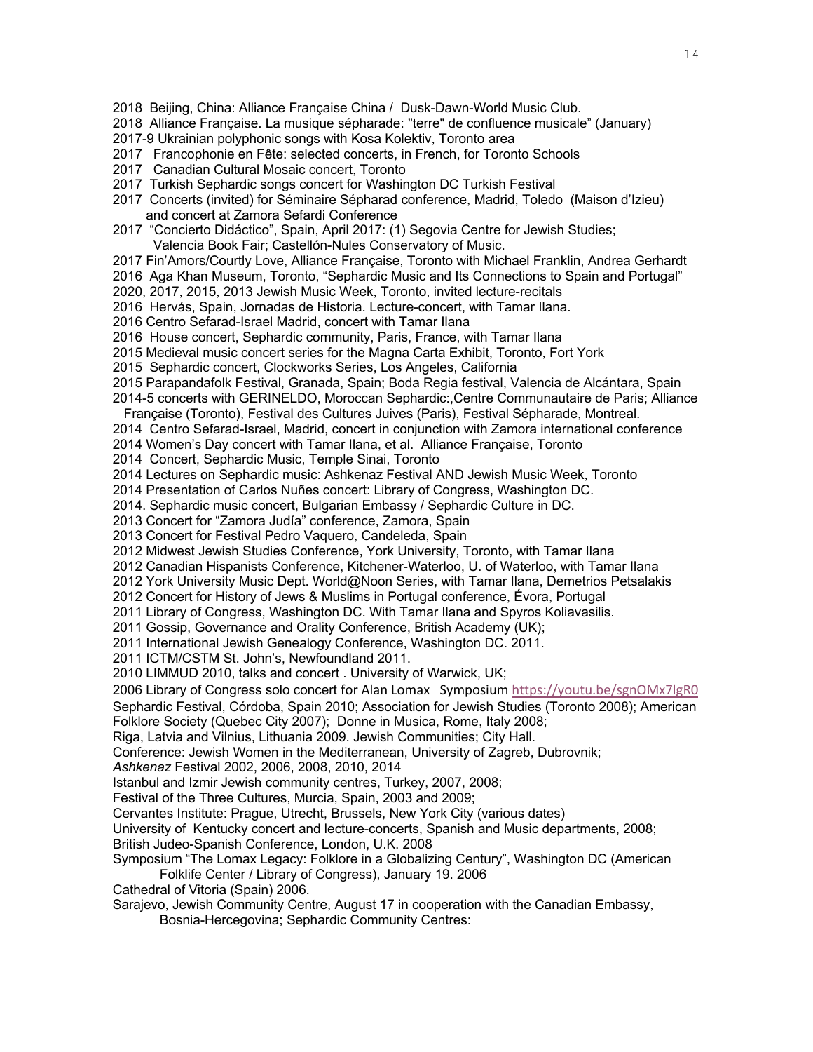2018 Beijing, China: Alliance Française China / Dusk-Dawn-World Music Club.
2018 Alliance Française. La musique sépharade: "terre" de confluence musicale" (January)
2017-9 Ukrainian polyphonic songs with Kosa Kolektiv, Toronto area
2017 Francophonie en Fête: selected concerts, in French, for Toronto Schools
2017 Canadian Cultural Mosaic concert, Toronto
2017 Turkish Sephardic songs concert for Washington DC Turkish Festival
2017 Concerts (invited) for Séminaire Sépharad conference, Madrid, Toledo (Maison d'Izieu) and concert at Zamora Sefardi Conference
2017 "Concierto Didáctico", Spain, April 2017: (1) Segovia Centre for Jewish Studies; Valencia Book Fair; Castellón-Nules Conservatory of Music.
2017 Fin'Amors/Courtly Love, Alliance Française, Toronto with Michael Franklin, Andrea Gerhardt
2016 Aga Khan Museum, Toronto, "Sephardic Music and Its Connections to Spain and Portugal"
2020, 2017, 2015, 2013 Jewish Music Week, Toronto, invited lecture-recitals
2016 Hervás, Spain, Jornadas de Historia. Lecture-concert, with Tamar Ilana.
2016 Centro Sefarad-Israel Madrid, concert with Tamar Ilana
2016 House concert, Sephardic community, Paris, France, with Tamar Ilana
2015 Medieval music concert series for the Magna Carta Exhibit, Toronto, Fort York
2015 Sephardic concert, Clockworks Series, Los Angeles, California
2015 Parapandafolk Festival, Granada, Spain; Boda Regia festival, Valencia de Alcántara, Spain
2014-5 concerts with GERINELDO, Moroccan Sephardic:,Centre Communautaire de Paris; Alliance Française (Toronto), Festival des Cultures Juives (Paris), Festival Sépharade, Montreal.
2014 Centro Sefarad-Israel, Madrid, concert in conjunction with Zamora international conference
2014 Women's Day concert with Tamar Ilana, et al. Alliance Française, Toronto
2014 Concert, Sephardic Music, Temple Sinai, Toronto
2014 Lectures on Sephardic music: Ashkenaz Festival AND Jewish Music Week, Toronto
2014 Presentation of Carlos Nuñes concert: Library of Congress, Washington DC.
2014. Sephardic music concert, Bulgarian Embassy / Sephardic Culture in DC.
2013 Concert for "Zamora Judía" conference, Zamora, Spain
2013 Concert for Festival Pedro Vaquero, Candeleda, Spain
2012 Midwest Jewish Studies Conference, York University, Toronto, with Tamar Ilana
2012 Canadian Hispanists Conference, Kitchener-Waterloo, U. of Waterloo, with Tamar Ilana
2012 York University Music Dept. World@Noon Series, with Tamar Ilana, Demetrios Petsalakis
2012 Concert for History of Jews & Muslims in Portugal conference, Évora, Portugal
2011 Library of Congress, Washington DC. With Tamar Ilana and Spyros Koliavasilis.
2011 Gossip, Governance and Orality Conference, British Academy (UK);
2011 International Jewish Genealogy Conference, Washington DC. 2011.
2011 ICTM/CSTM St. John's, Newfoundland 2011.
2010 LIMMUD 2010, talks and concert . University of Warwick, UK;
2006 Library of Congress solo concert for Alan Lomax Symposium https://youtu.be/sgnOMx7lgR0
Sephardic Festival, Córdoba, Spain 2010; Association for Jewish Studies (Toronto 2008); American Folklore Society (Quebec City 2007); Donne in Musica, Rome, Italy 2008;
Riga, Latvia and Vilnius, Lithuania 2009. Jewish Communities; City Hall.
Conference: Jewish Women in the Mediterranean, University of Zagreb, Dubrovnik;
*Ashkenaz* Festival 2002, 2006, 2008, 2010, 2014
Istanbul and Izmir Jewish community centres, Turkey, 2007, 2008;
Festival of the Three Cultures, Murcia, Spain, 2003 and 2009;
Cervantes Institute: Prague, Utrecht, Brussels, New York City (various dates)
University of Kentucky concert and lecture-concerts, Spanish and Music departments, 2008;
British Judeo-Spanish Conference, London, U.K. 2008
Symposium "The Lomax Legacy: Folklore in a Globalizing Century", Washington DC (American Folklife Center / Library of Congress), January 19. 2006
Cathedral of Vitoria (Spain) 2006.
Sarajevo, Jewish Community Centre, August 17 in cooperation with the Canadian Embassy, Bosnia-Hercegovina; Sephardic Community Centres: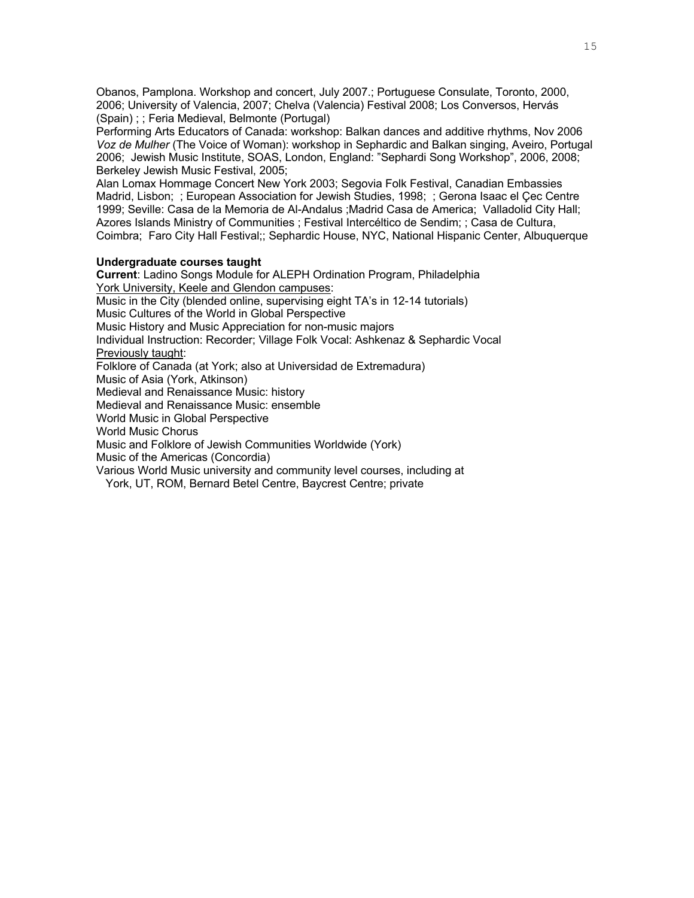Obanos, Pamplona. Workshop and concert, July 2007.; Portuguese Consulate, Toronto, 2000, 2006; University of Valencia, 2007; Chelva (Valencia) Festival 2008; Los Conversos, Hervás (Spain) ; ; Feria Medieval, Belmonte (Portugal)

Performing Arts Educators of Canada: workshop: Balkan dances and additive rhythms, Nov 2006

*Voz de Mulher* (The Voice of Woman): workshop in Sephardic and Balkan singing, Aveiro, Portugal 2006; Jewish Music Institute, SOAS, London, England: "Sephardi Song Workshop", 2006, 2008; Berkeley Jewish Music Festival, 2005;

Alan Lomax Hommage Concert New York 2003; Segovia Folk Festival, Canadian Embassies Madrid, Lisbon; ; European Association for Jewish Studies, 1998; ; Gerona Isaac el Çec Centre 1999; Seville: Casa de la Memoria de Al-Andalus ;Madrid Casa de America; Valladolid City Hall; Azores Islands Ministry of Communities ; Festival Intercéltico de Sendim; ; Casa de Cultura, Coimbra; Faro City Hall Festival;; Sephardic House, NYC, National Hispanic Center, Albuquerque

**Undergraduate courses taught**

**Current**: Ladino Songs Module for ALEPH Ordination Program, Philadelphia

York University, Keele and Glendon campuses:

Music in the City (blended online, supervising eight TA's in 12-14 tutorials)

Music Cultures of the World in Global Perspective

Music History and Music Appreciation for non-music majors

Individual Instruction: Recorder; Village Folk Vocal: Ashkenaz & Sephardic Vocal

Previously taught:

Folklore of Canada (at York; also at Universidad de Extremadura)

Music of Asia (York, Atkinson)

Medieval and Renaissance Music: history

Medieval and Renaissance Music: ensemble

World Music in Global Perspective

World Music Chorus

Music and Folklore of Jewish Communities Worldwide (York)

Music of the Americas (Concordia)

Various World Music university and community level courses, including at York, UT, ROM, Bernard Betel Centre, Baycrest Centre; private